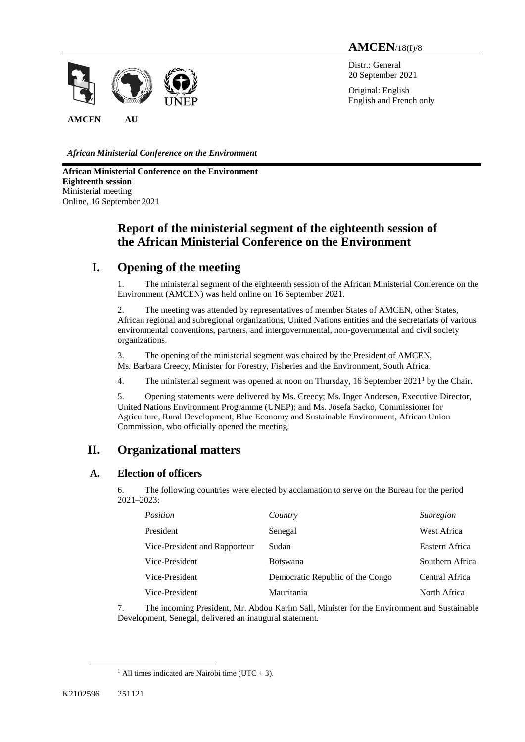# AMCEN/18(I)/8

Distr.: General
20 September 2021

Original: English
English and French only

AMCEN AU UNEP

*African Ministerial Conference on the Environment*

**African Ministerial Conference on the Environment**
**Eighteenth session**
Ministerial meeting
Online, 16 September 2021

## Report of the ministerial segment of the eighteenth session of the African Ministerial Conference on the Environment

## I. Opening of the meeting

1. The ministerial segment of the eighteenth session of the African Ministerial Conference on the Environment (AMCEN) was held online on 16 September 2021.

2. The meeting was attended by representatives of member States of AMCEN, other States, African regional and subregional organizations, United Nations entities and the secretariats of various environmental conventions, partners, and intergovernmental, non-governmental and civil society organizations.

3. The opening of the ministerial segment was chaired by the President of AMCEN, Ms. Barbara Creecy, Minister for Forestry, Fisheries and the Environment, South Africa.

4. The ministerial segment was opened at noon on Thursday, 16 September 2021[1] by the Chair.

5. Opening statements were delivered by Ms. Creecy; Ms. Inger Andersen, Executive Director, United Nations Environment Programme (UNEP); and Ms. Josefa Sacko, Commissioner for Agriculture, Rural Development, Blue Economy and Sustainable Environment, African Union Commission, who officially opened the meeting.

## II. Organizational matters

### A. Election of officers

6. The following countries were elected by acclamation to serve on the Bureau for the period 2021–2023:

| *Position* | *Country* | *Subregion* |
|---|---|---|
| President | Senegal | West Africa |
| Vice-President and Rapporteur | Sudan | Eastern Africa |
| Vice-President | Botswana | Southern Africa |
| Vice-President | Democratic Republic of the Congo | Central Africa |
| Vice-President | Mauritania | North Africa |

7. The incoming President, Mr. Abdou Karim Sall, Minister for the Environment and Sustainable Development, Senegal, delivered an inaugural statement.

[1] All times indicated are Nairobi time (UTC + 3).

K2102596 251121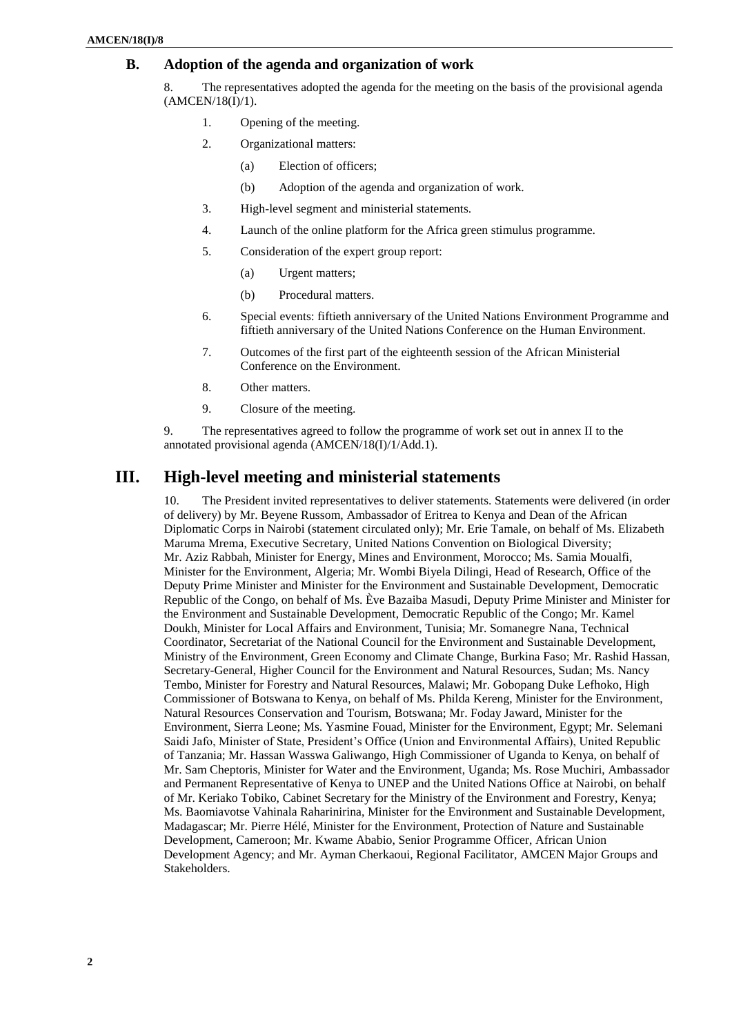### B. Adoption of the agenda and organization of work

8. The representatives adopted the agenda for the meeting on the basis of the provisional agenda (AMCEN/18(I)/1).

1. Opening of the meeting.
2. Organizational matters:
   - (a) Election of officers;
   - (b) Adoption of the agenda and organization of work.
3. High-level segment and ministerial statements.
4. Launch of the online platform for the Africa green stimulus programme.
5. Consideration of the expert group report:
   - (a) Urgent matters;
   - (b) Procedural matters.
6. Special events: fiftieth anniversary of the United Nations Environment Programme and fiftieth anniversary of the United Nations Conference on the Human Environment.
7. Outcomes of the first part of the eighteenth session of the African Ministerial Conference on the Environment.
8. Other matters.
9. Closure of the meeting.

9. The representatives agreed to follow the programme of work set out in annex II to the annotated provisional agenda (AMCEN/18(I)/1/Add.1).

## III. High-level meeting and ministerial statements

10. The President invited representatives to deliver statements. Statements were delivered (in order of delivery) by Mr. Beyene Russom, Ambassador of Eritrea to Kenya and Dean of the African Diplomatic Corps in Nairobi (statement circulated only); Mr. Erie Tamale, on behalf of Ms. Elizabeth Maruma Mrema, Executive Secretary, United Nations Convention on Biological Diversity; Mr. Aziz Rabbah, Minister for Energy, Mines and Environment, Morocco; Ms. Samia Moualfi, Minister for the Environment, Algeria; Mr. Wombi Biyela Dilingi, Head of Research, Office of the Deputy Prime Minister and Minister for the Environment and Sustainable Development, Democratic Republic of the Congo, on behalf of Ms. Ève Bazaiba Masudi, Deputy Prime Minister and Minister for the Environment and Sustainable Development, Democratic Republic of the Congo; Mr. Kamel Doukh, Minister for Local Affairs and Environment, Tunisia; Mr. Somanegre Nana, Technical Coordinator, Secretariat of the National Council for the Environment and Sustainable Development, Ministry of the Environment, Green Economy and Climate Change, Burkina Faso; Mr. Rashid Hassan, Secretary-General, Higher Council for the Environment and Natural Resources, Sudan; Ms. Nancy Tembo, Minister for Forestry and Natural Resources, Malawi; Mr. Gobopang Duke Lefhoko, High Commissioner of Botswana to Kenya, on behalf of Ms. Philda Kereng, Minister for the Environment, Natural Resources Conservation and Tourism, Botswana; Mr. Foday Jaward, Minister for the Environment, Sierra Leone; Ms. Yasmine Fouad, Minister for the Environment, Egypt; Mr. Selemani Saidi Jafo, Minister of State, President's Office (Union and Environmental Affairs), United Republic of Tanzania; Mr. Hassan Wasswa Galiwango, High Commissioner of Uganda to Kenya, on behalf of Mr. Sam Cheptoris, Minister for Water and the Environment, Uganda; Ms. Rose Muchiri, Ambassador and Permanent Representative of Kenya to UNEP and the United Nations Office at Nairobi, on behalf of Mr. Keriako Tobiko, Cabinet Secretary for the Ministry of the Environment and Forestry, Kenya; Ms. Baomiavotse Vahinala Raharinirina, Minister for the Environment and Sustainable Development, Madagascar; Mr. Pierre Hélé, Minister for the Environment, Protection of Nature and Sustainable Development, Cameroon; Mr. Kwame Ababio, Senior Programme Officer, African Union Development Agency; and Mr. Ayman Cherkaoui, Regional Facilitator, AMCEN Major Groups and Stakeholders.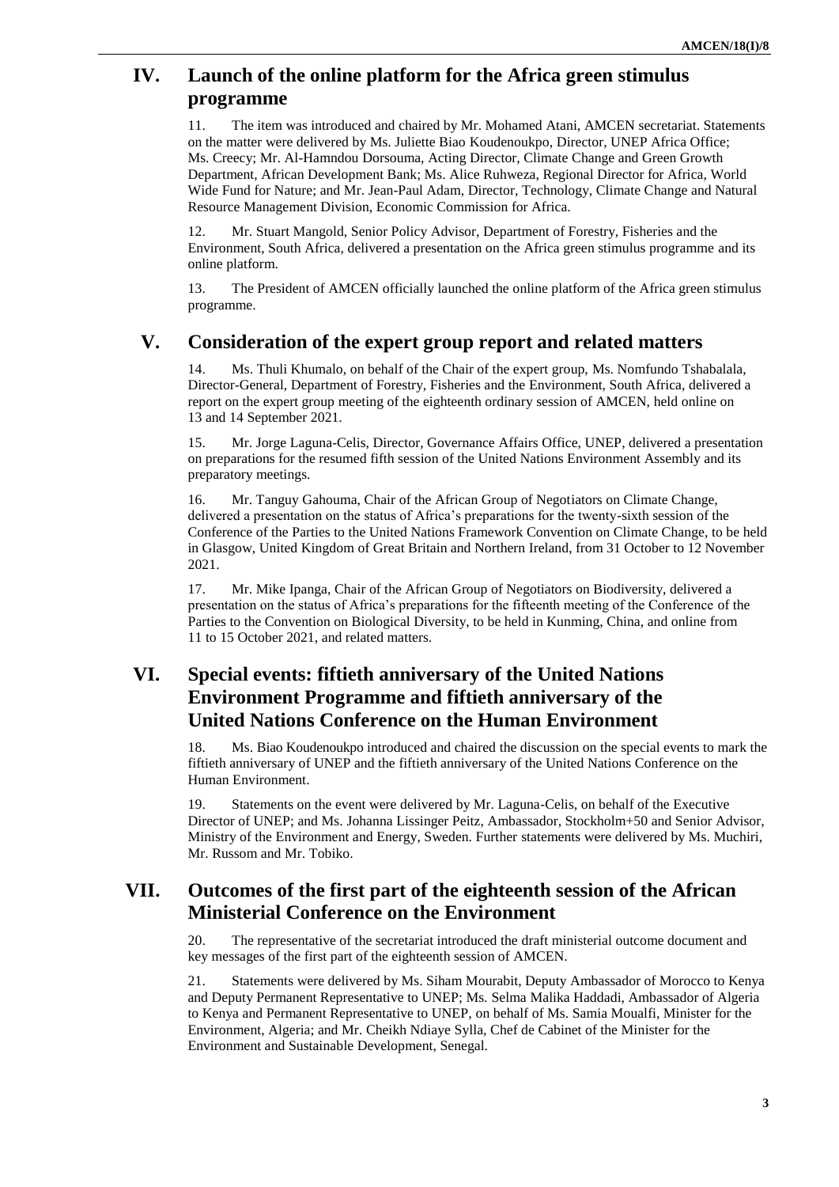## IV. Launch of the online platform for the Africa green stimulus programme

11. The item was introduced and chaired by Mr. Mohamed Atani, AMCEN secretariat. Statements on the matter were delivered by Ms. Juliette Biao Koudenoukpo, Director, UNEP Africa Office; Ms. Creecy; Mr. Al-Hamndou Dorsouma, Acting Director, Climate Change and Green Growth Department, African Development Bank; Ms. Alice Ruhweza, Regional Director for Africa, World Wide Fund for Nature; and Mr. Jean-Paul Adam, Director, Technology, Climate Change and Natural Resource Management Division, Economic Commission for Africa.

12. Mr. Stuart Mangold, Senior Policy Advisor, Department of Forestry, Fisheries and the Environment, South Africa, delivered a presentation on the Africa green stimulus programme and its online platform.

13. The President of AMCEN officially launched the online platform of the Africa green stimulus programme.

## V. Consideration of the expert group report and related matters

14. Ms. Thuli Khumalo, on behalf of the Chair of the expert group, Ms. Nomfundo Tshabalala, Director-General, Department of Forestry, Fisheries and the Environment, South Africa, delivered a report on the expert group meeting of the eighteenth ordinary session of AMCEN, held online on 13 and 14 September 2021.

15. Mr. Jorge Laguna-Celis, Director, Governance Affairs Office, UNEP, delivered a presentation on preparations for the resumed fifth session of the United Nations Environment Assembly and its preparatory meetings.

16. Mr. Tanguy Gahouma, Chair of the African Group of Negotiators on Climate Change, delivered a presentation on the status of Africa's preparations for the twenty-sixth session of the Conference of the Parties to the United Nations Framework Convention on Climate Change, to be held in Glasgow, United Kingdom of Great Britain and Northern Ireland, from 31 October to 12 November 2021.

17. Mr. Mike Ipanga, Chair of the African Group of Negotiators on Biodiversity, delivered a presentation on the status of Africa's preparations for the fifteenth meeting of the Conference of the Parties to the Convention on Biological Diversity, to be held in Kunming, China, and online from 11 to 15 October 2021, and related matters.

## VI. Special events: fiftieth anniversary of the United Nations Environment Programme and fiftieth anniversary of the United Nations Conference on the Human Environment

18. Ms. Biao Koudenoukpo introduced and chaired the discussion on the special events to mark the fiftieth anniversary of UNEP and the fiftieth anniversary of the United Nations Conference on the Human Environment.

19. Statements on the event were delivered by Mr. Laguna-Celis, on behalf of the Executive Director of UNEP; and Ms. Johanna Lissinger Peitz, Ambassador, Stockholm+50 and Senior Advisor, Ministry of the Environment and Energy, Sweden. Further statements were delivered by Ms. Muchiri, Mr. Russom and Mr. Tobiko.

## VII. Outcomes of the first part of the eighteenth session of the African Ministerial Conference on the Environment

20. The representative of the secretariat introduced the draft ministerial outcome document and key messages of the first part of the eighteenth session of AMCEN.

21. Statements were delivered by Ms. Siham Mourabit, Deputy Ambassador of Morocco to Kenya and Deputy Permanent Representative to UNEP; Ms. Selma Malika Haddadi, Ambassador of Algeria to Kenya and Permanent Representative to UNEP, on behalf of Ms. Samia Moualfi, Minister for the Environment, Algeria; and Mr. Cheikh Ndiaye Sylla, Chef de Cabinet of the Minister for the Environment and Sustainable Development, Senegal.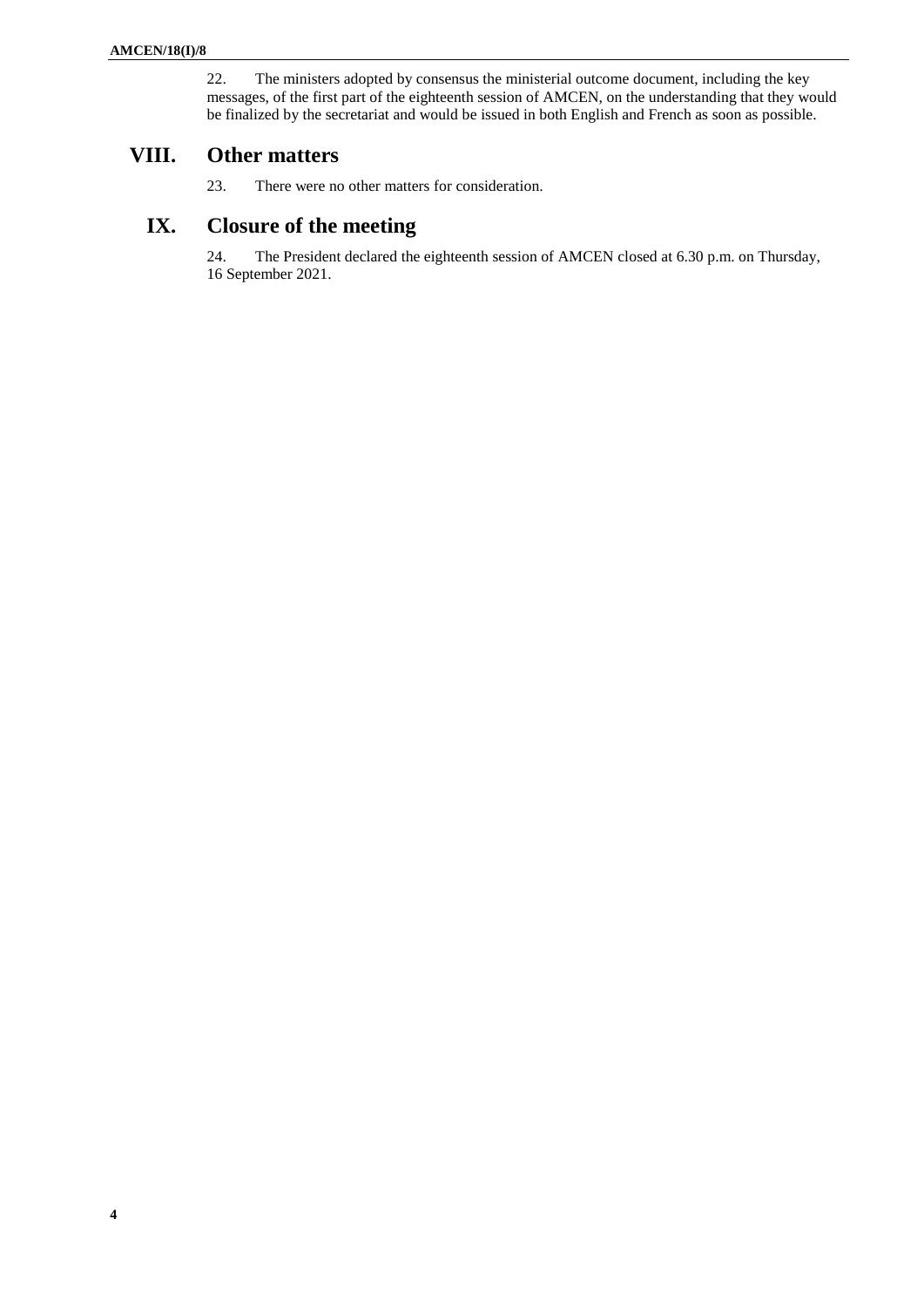22. The ministers adopted by consensus the ministerial outcome document, including the key messages, of the first part of the eighteenth session of AMCEN, on the understanding that they would be finalized by the secretariat and would be issued in both English and French as soon as possible.

## VIII. Other matters

23. There were no other matters for consideration.

## IX. Closure of the meeting

24. The President declared the eighteenth session of AMCEN closed at 6.30 p.m. on Thursday, 16 September 2021.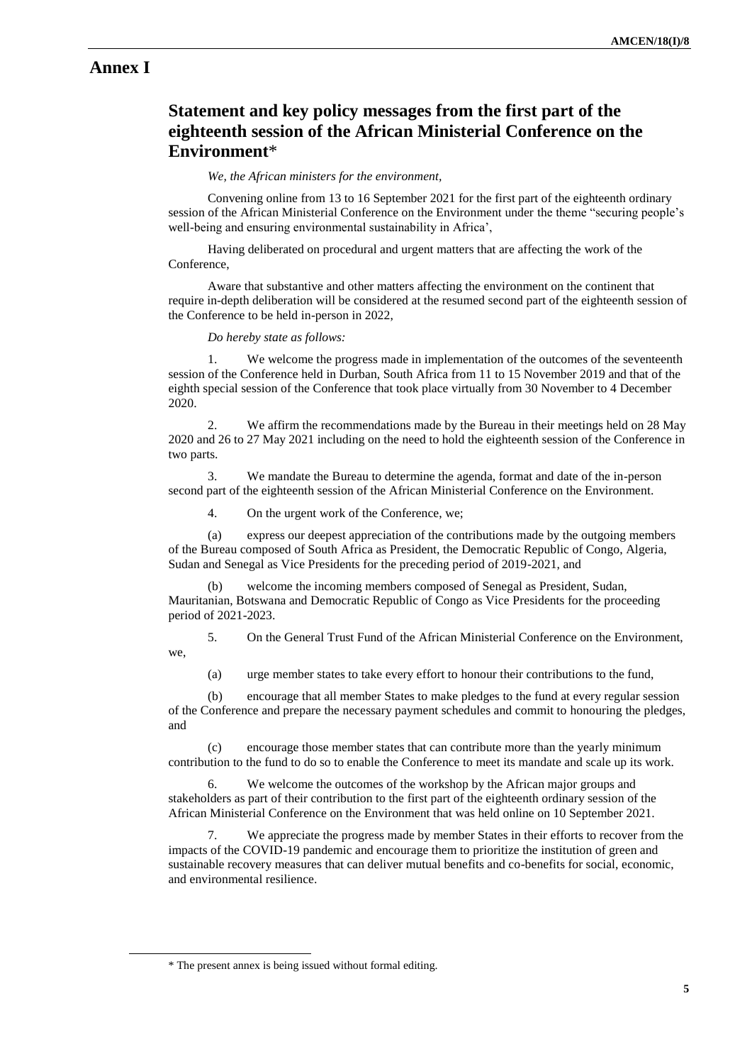# Annex I

## Statement and key policy messages from the first part of the eighteenth session of the African Ministerial Conference on the Environment*

*We, the African ministers for the environment,*

Convening online from 13 to 16 September 2021 for the first part of the eighteenth ordinary session of the African Ministerial Conference on the Environment under the theme "securing people's well-being and ensuring environmental sustainability in Africa',

Having deliberated on procedural and urgent matters that are affecting the work of the Conference,

Aware that substantive and other matters affecting the environment on the continent that require in-depth deliberation will be considered at the resumed second part of the eighteenth session of the Conference to be held in-person in 2022,

*Do hereby state as follows:*

1. We welcome the progress made in implementation of the outcomes of the seventeenth session of the Conference held in Durban, South Africa from 11 to 15 November 2019 and that of the eighth special session of the Conference that took place virtually from 30 November to 4 December 2020.

2. We affirm the recommendations made by the Bureau in their meetings held on 28 May 2020 and 26 to 27 May 2021 including on the need to hold the eighteenth session of the Conference in two parts.

3. We mandate the Bureau to determine the agenda, format and date of the in-person second part of the eighteenth session of the African Ministerial Conference on the Environment.

4. On the urgent work of the Conference, we;

(a) express our deepest appreciation of the contributions made by the outgoing members of the Bureau composed of South Africa as President, the Democratic Republic of Congo, Algeria, Sudan and Senegal as Vice Presidents for the preceding period of 2019-2021, and

(b) welcome the incoming members composed of Senegal as President, Sudan, Mauritanian, Botswana and Democratic Republic of Congo as Vice Presidents for the proceeding period of 2021-2023.

5. On the General Trust Fund of the African Ministerial Conference on the Environment, we,

(a) urge member states to take every effort to honour their contributions to the fund,

(b) encourage that all member States to make pledges to the fund at every regular session of the Conference and prepare the necessary payment schedules and commit to honouring the pledges, and

(c) encourage those member states that can contribute more than the yearly minimum contribution to the fund to do so to enable the Conference to meet its mandate and scale up its work.

6. We welcome the outcomes of the workshop by the African major groups and stakeholders as part of their contribution to the first part of the eighteenth ordinary session of the African Ministerial Conference on the Environment that was held online on 10 September 2021.

7. We appreciate the progress made by member States in their efforts to recover from the impacts of the COVID-19 pandemic and encourage them to prioritize the institution of green and sustainable recovery measures that can deliver mutual benefits and co-benefits for social, economic, and environmental resilience.

* The present annex is being issued without formal editing.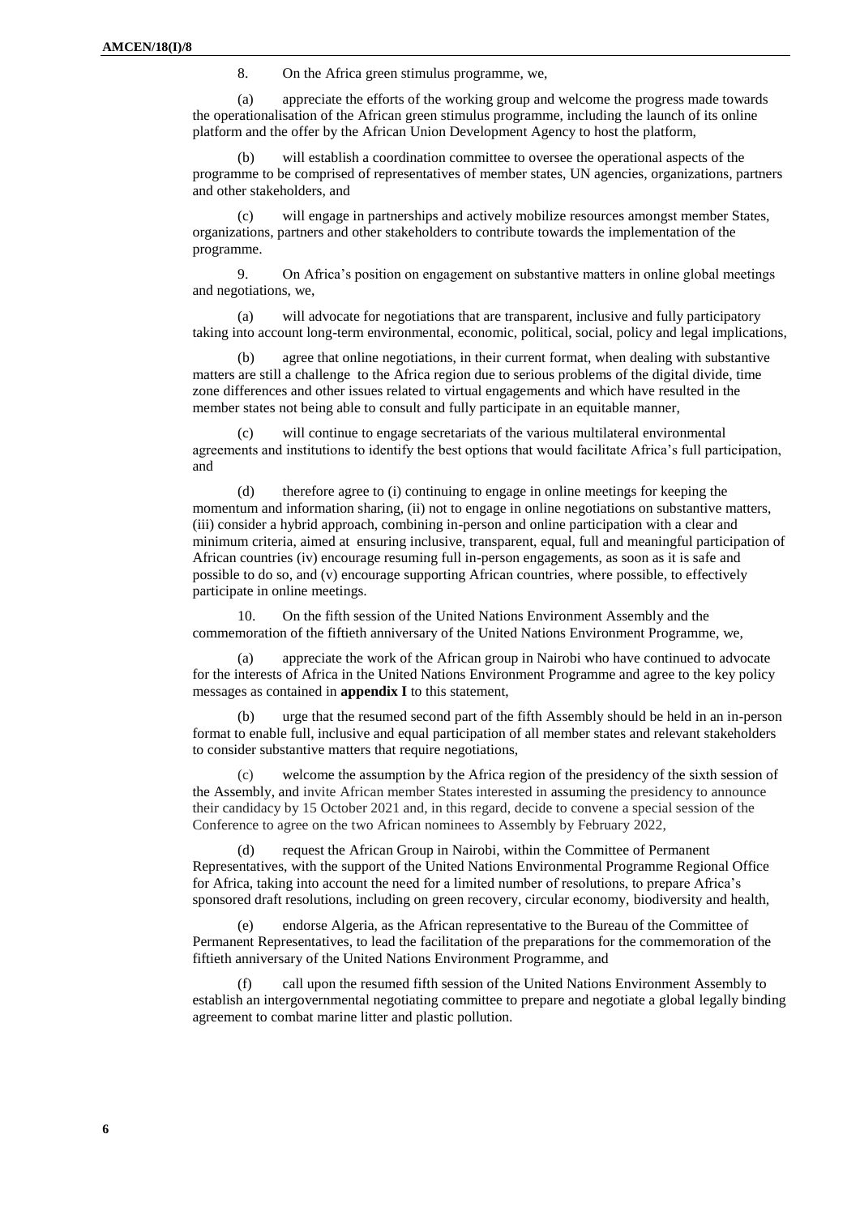8. On the Africa green stimulus programme, we,

(a) appreciate the efforts of the working group and welcome the progress made towards the operationalisation of the African green stimulus programme, including the launch of its online platform and the offer by the African Union Development Agency to host the platform,

(b) will establish a coordination committee to oversee the operational aspects of the programme to be comprised of representatives of member states, UN agencies, organizations, partners and other stakeholders, and

(c) will engage in partnerships and actively mobilize resources amongst member States, organizations, partners and other stakeholders to contribute towards the implementation of the programme.

9. On Africa's position on engagement on substantive matters in online global meetings and negotiations, we,

(a) will advocate for negotiations that are transparent, inclusive and fully participatory taking into account long-term environmental, economic, political, social, policy and legal implications,

(b) agree that online negotiations, in their current format, when dealing with substantive matters are still a challenge to the Africa region due to serious problems of the digital divide, time zone differences and other issues related to virtual engagements and which have resulted in the member states not being able to consult and fully participate in an equitable manner,

(c) will continue to engage secretariats of the various multilateral environmental agreements and institutions to identify the best options that would facilitate Africa's full participation, and

(d) therefore agree to (i) continuing to engage in online meetings for keeping the momentum and information sharing, (ii) not to engage in online negotiations on substantive matters, (iii) consider a hybrid approach, combining in-person and online participation with a clear and minimum criteria, aimed at ensuring inclusive, transparent, equal, full and meaningful participation of African countries (iv) encourage resuming full in-person engagements, as soon as it is safe and possible to do so, and (v) encourage supporting African countries, where possible, to effectively participate in online meetings.

10. On the fifth session of the United Nations Environment Assembly and the commemoration of the fiftieth anniversary of the United Nations Environment Programme, we,

(a) appreciate the work of the African group in Nairobi who have continued to advocate for the interests of Africa in the United Nations Environment Programme and agree to the key policy messages as contained in **appendix I** to this statement,

(b) urge that the resumed second part of the fifth Assembly should be held in an in-person format to enable full, inclusive and equal participation of all member states and relevant stakeholders to consider substantive matters that require negotiations,

(c) welcome the assumption by the Africa region of the presidency of the sixth session of the Assembly, and invite African member States interested in assuming the presidency to announce their candidacy by 15 October 2021 and, in this regard, decide to convene a special session of the Conference to agree on the two African nominees to Assembly by February 2022,

(d) request the African Group in Nairobi, within the Committee of Permanent Representatives, with the support of the United Nations Environmental Programme Regional Office for Africa, taking into account the need for a limited number of resolutions, to prepare Africa's sponsored draft resolutions, including on green recovery, circular economy, biodiversity and health,

(e) endorse Algeria, as the African representative to the Bureau of the Committee of Permanent Representatives, to lead the facilitation of the preparations for the commemoration of the fiftieth anniversary of the United Nations Environment Programme, and

(f) call upon the resumed fifth session of the United Nations Environment Assembly to establish an intergovernmental negotiating committee to prepare and negotiate a global legally binding agreement to combat marine litter and plastic pollution.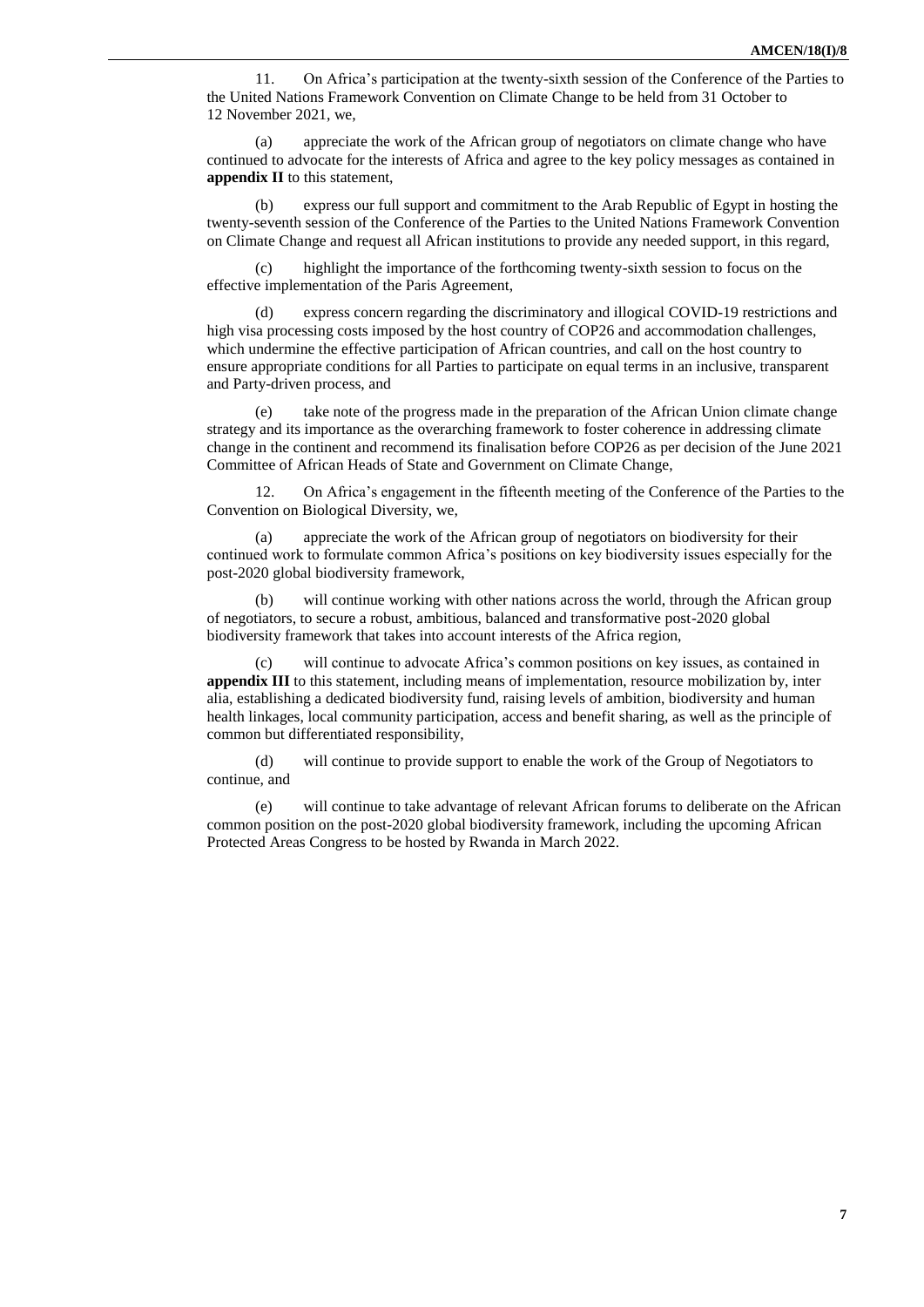11. On Africa's participation at the twenty-sixth session of the Conference of the Parties to the United Nations Framework Convention on Climate Change to be held from 31 October to 12 November 2021, we,

(a) appreciate the work of the African group of negotiators on climate change who have continued to advocate for the interests of Africa and agree to the key policy messages as contained in **appendix II** to this statement,

(b) express our full support and commitment to the Arab Republic of Egypt in hosting the twenty-seventh session of the Conference of the Parties to the United Nations Framework Convention on Climate Change and request all African institutions to provide any needed support, in this regard,

(c) highlight the importance of the forthcoming twenty-sixth session to focus on the effective implementation of the Paris Agreement,

(d) express concern regarding the discriminatory and illogical COVID-19 restrictions and high visa processing costs imposed by the host country of COP26 and accommodation challenges, which undermine the effective participation of African countries, and call on the host country to ensure appropriate conditions for all Parties to participate on equal terms in an inclusive, transparent and Party-driven process, and

(e) take note of the progress made in the preparation of the African Union climate change strategy and its importance as the overarching framework to foster coherence in addressing climate change in the continent and recommend its finalisation before COP26 as per decision of the June 2021 Committee of African Heads of State and Government on Climate Change,

12. On Africa's engagement in the fifteenth meeting of the Conference of the Parties to the Convention on Biological Diversity, we,

(a) appreciate the work of the African group of negotiators on biodiversity for their continued work to formulate common Africa's positions on key biodiversity issues especially for the post-2020 global biodiversity framework,

(b) will continue working with other nations across the world, through the African group of negotiators, to secure a robust, ambitious, balanced and transformative post-2020 global biodiversity framework that takes into account interests of the Africa region,

(c) will continue to advocate Africa's common positions on key issues, as contained in **appendix III** to this statement, including means of implementation, resource mobilization by, inter alia, establishing a dedicated biodiversity fund, raising levels of ambition, biodiversity and human health linkages, local community participation, access and benefit sharing, as well as the principle of common but differentiated responsibility,

(d) will continue to provide support to enable the work of the Group of Negotiators to continue, and

(e) will continue to take advantage of relevant African forums to deliberate on the African common position on the post-2020 global biodiversity framework, including the upcoming African Protected Areas Congress to be hosted by Rwanda in March 2022.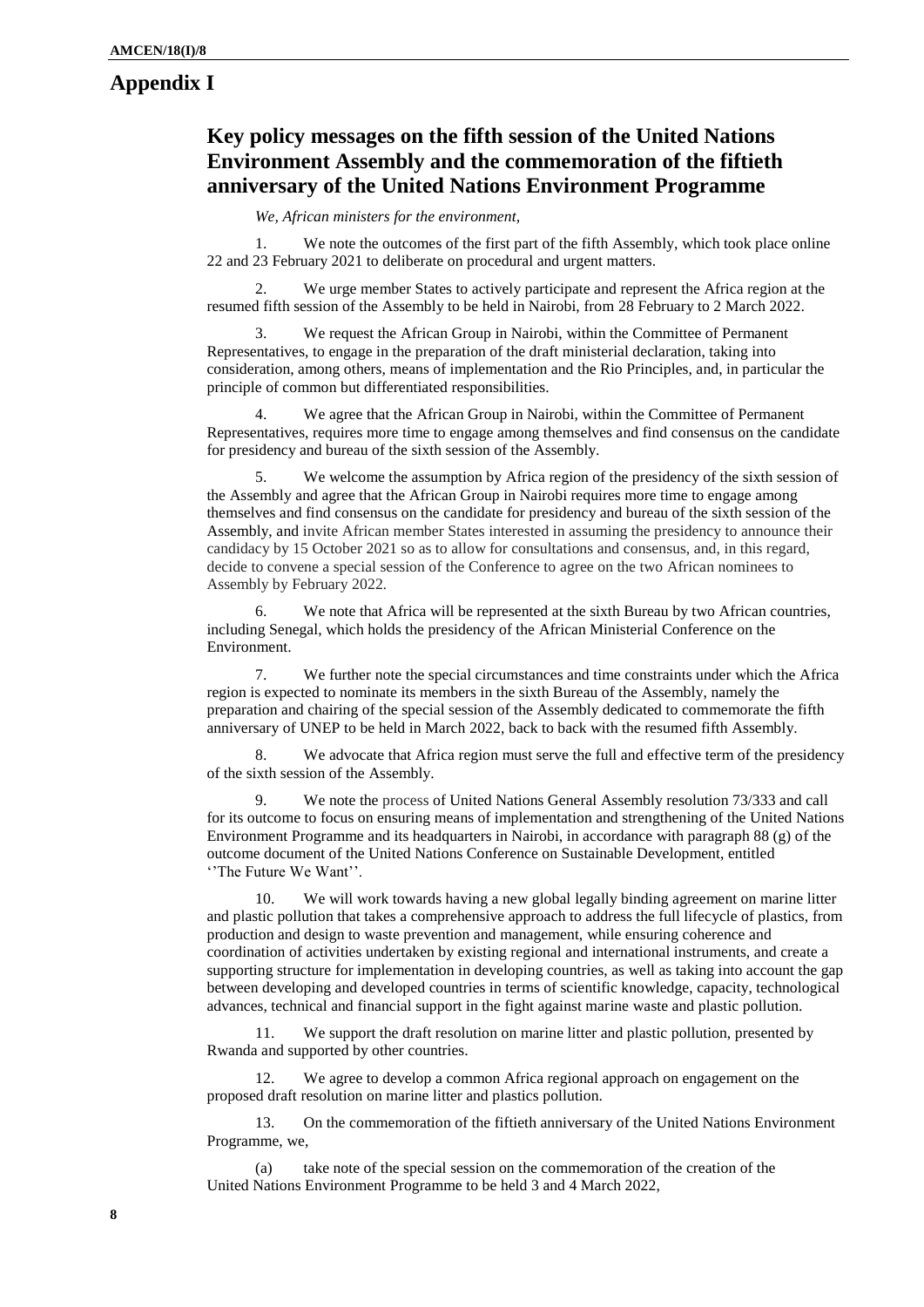# Appendix I

## Key policy messages on the fifth session of the United Nations Environment Assembly and the commemoration of the fiftieth anniversary of the United Nations Environment Programme

*We, African ministers for the environment,*

1. We note the outcomes of the first part of the fifth Assembly, which took place online 22 and 23 February 2021 to deliberate on procedural and urgent matters.

2. We urge member States to actively participate and represent the Africa region at the resumed fifth session of the Assembly to be held in Nairobi, from 28 February to 2 March 2022.

3. We request the African Group in Nairobi, within the Committee of Permanent Representatives, to engage in the preparation of the draft ministerial declaration, taking into consideration, among others, means of implementation and the Rio Principles, and, in particular the principle of common but differentiated responsibilities.

4. We agree that the African Group in Nairobi, within the Committee of Permanent Representatives, requires more time to engage among themselves and find consensus on the candidate for presidency and bureau of the sixth session of the Assembly.

5. We welcome the assumption by Africa region of the presidency of the sixth session of the Assembly and agree that the African Group in Nairobi requires more time to engage among themselves and find consensus on the candidate for presidency and bureau of the sixth session of the Assembly, and invite African member States interested in assuming the presidency to announce their candidacy by 15 October 2021 so as to allow for consultations and consensus, and, in this regard, decide to convene a special session of the Conference to agree on the two African nominees to Assembly by February 2022.

6. We note that Africa will be represented at the sixth Bureau by two African countries, including Senegal, which holds the presidency of the African Ministerial Conference on the Environment.

7. We further note the special circumstances and time constraints under which the Africa region is expected to nominate its members in the sixth Bureau of the Assembly, namely the preparation and chairing of the special session of the Assembly dedicated to commemorate the fifth anniversary of UNEP to be held in March 2022, back to back with the resumed fifth Assembly.

8. We advocate that Africa region must serve the full and effective term of the presidency of the sixth session of the Assembly.

9. We note the process of United Nations General Assembly resolution 73/333 and call for its outcome to focus on ensuring means of implementation and strengthening of the United Nations Environment Programme and its headquarters in Nairobi, in accordance with paragraph 88 (g) of the outcome document of the United Nations Conference on Sustainable Development, entitled ''The Future We Want''.

10. We will work towards having a new global legally binding agreement on marine litter and plastic pollution that takes a comprehensive approach to address the full lifecycle of plastics, from production and design to waste prevention and management, while ensuring coherence and coordination of activities undertaken by existing regional and international instruments, and create a supporting structure for implementation in developing countries, as well as taking into account the gap between developing and developed countries in terms of scientific knowledge, capacity, technological advances, technical and financial support in the fight against marine waste and plastic pollution.

11. We support the draft resolution on marine litter and plastic pollution, presented by Rwanda and supported by other countries.

12. We agree to develop a common Africa regional approach on engagement on the proposed draft resolution on marine litter and plastics pollution.

13. On the commemoration of the fiftieth anniversary of the United Nations Environment Programme, we,

(a) take note of the special session on the commemoration of the creation of the United Nations Environment Programme to be held 3 and 4 March 2022,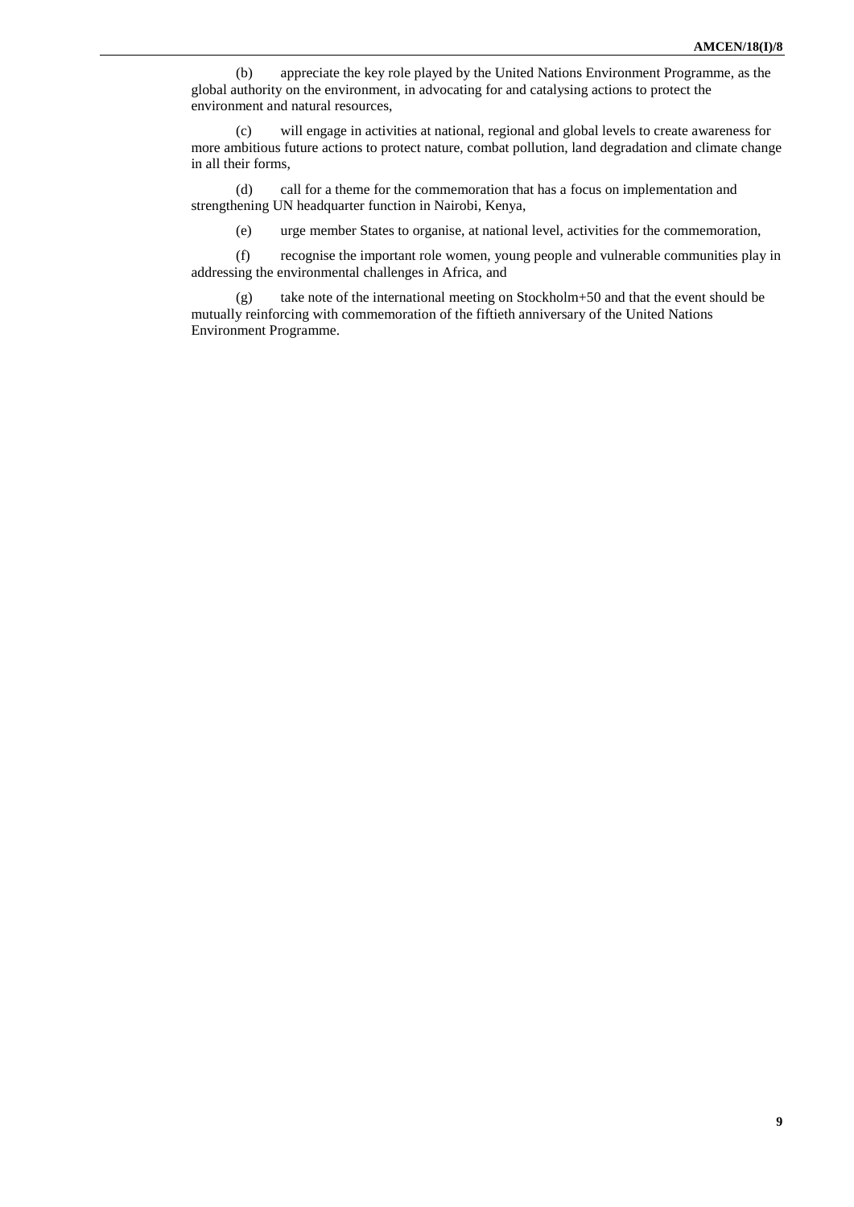(b) appreciate the key role played by the United Nations Environment Programme, as the global authority on the environment, in advocating for and catalysing actions to protect the environment and natural resources,

(c) will engage in activities at national, regional and global levels to create awareness for more ambitious future actions to protect nature, combat pollution, land degradation and climate change in all their forms,

(d) call for a theme for the commemoration that has a focus on implementation and strengthening UN headquarter function in Nairobi, Kenya,

(e) urge member States to organise, at national level, activities for the commemoration,

(f) recognise the important role women, young people and vulnerable communities play in addressing the environmental challenges in Africa, and

(g) take note of the international meeting on Stockholm+50 and that the event should be mutually reinforcing with commemoration of the fiftieth anniversary of the United Nations Environment Programme.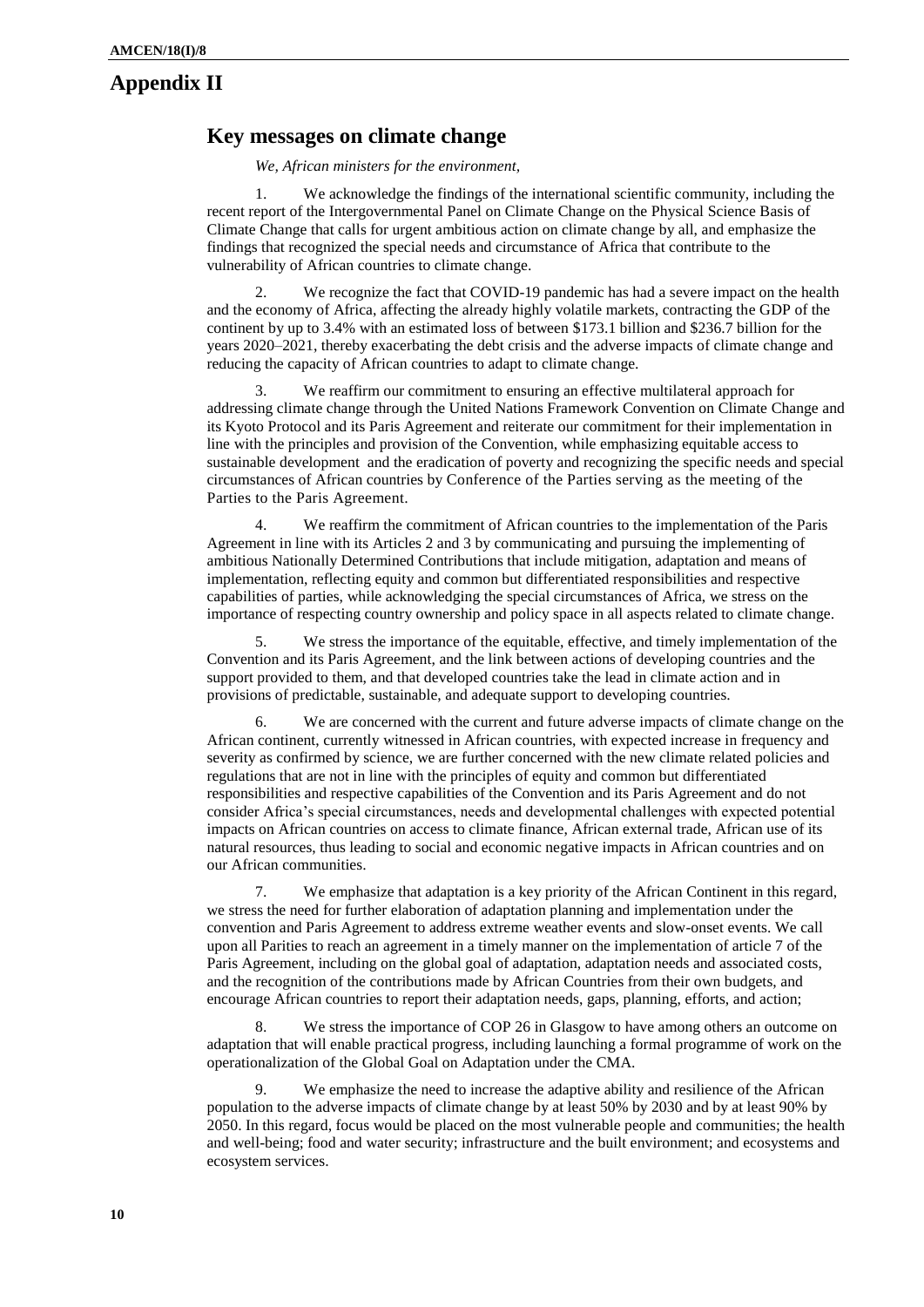# Appendix II

## Key messages on climate change

*We, African ministers for the environment,*

1. We acknowledge the findings of the international scientific community, including the recent report of the Intergovernmental Panel on Climate Change on the Physical Science Basis of Climate Change that calls for urgent ambitious action on climate change by all, and emphasize the findings that recognized the special needs and circumstance of Africa that contribute to the vulnerability of African countries to climate change.

2. We recognize the fact that COVID-19 pandemic has had a severe impact on the health and the economy of Africa, affecting the already highly volatile markets, contracting the GDP of the continent by up to 3.4% with an estimated loss of between \$173.1 billion and \$236.7 billion for the years 2020–2021, thereby exacerbating the debt crisis and the adverse impacts of climate change and reducing the capacity of African countries to adapt to climate change.

3. We reaffirm our commitment to ensuring an effective multilateral approach for addressing climate change through the United Nations Framework Convention on Climate Change and its Kyoto Protocol and its Paris Agreement and reiterate our commitment for their implementation in line with the principles and provision of the Convention, while emphasizing equitable access to sustainable development and the eradication of poverty and recognizing the specific needs and special circumstances of African countries by Conference of the Parties serving as the meeting of the Parties to the Paris Agreement.

4. We reaffirm the commitment of African countries to the implementation of the Paris Agreement in line with its Articles 2 and 3 by communicating and pursuing the implementing of ambitious Nationally Determined Contributions that include mitigation, adaptation and means of implementation, reflecting equity and common but differentiated responsibilities and respective capabilities of parties, while acknowledging the special circumstances of Africa, we stress on the importance of respecting country ownership and policy space in all aspects related to climate change.

5. We stress the importance of the equitable, effective, and timely implementation of the Convention and its Paris Agreement, and the link between actions of developing countries and the support provided to them, and that developed countries take the lead in climate action and in provisions of predictable, sustainable, and adequate support to developing countries.

6. We are concerned with the current and future adverse impacts of climate change on the African continent, currently witnessed in African countries, with expected increase in frequency and severity as confirmed by science, we are further concerned with the new climate related policies and regulations that are not in line with the principles of equity and common but differentiated responsibilities and respective capabilities of the Convention and its Paris Agreement and do not consider Africa's special circumstances, needs and developmental challenges with expected potential impacts on African countries on access to climate finance, African external trade, African use of its natural resources, thus leading to social and economic negative impacts in African countries and on our African communities.

7. We emphasize that adaptation is a key priority of the African Continent in this regard, we stress the need for further elaboration of adaptation planning and implementation under the convention and Paris Agreement to address extreme weather events and slow-onset events. We call upon all Parities to reach an agreement in a timely manner on the implementation of article 7 of the Paris Agreement, including on the global goal of adaptation, adaptation needs and associated costs, and the recognition of the contributions made by African Countries from their own budgets, and encourage African countries to report their adaptation needs, gaps, planning, efforts, and action;

8. We stress the importance of COP 26 in Glasgow to have among others an outcome on adaptation that will enable practical progress, including launching a formal programme of work on the operationalization of the Global Goal on Adaptation under the CMA.

9. We emphasize the need to increase the adaptive ability and resilience of the African population to the adverse impacts of climate change by at least 50% by 2030 and by at least 90% by 2050. In this regard, focus would be placed on the most vulnerable people and communities; the health and well-being; food and water security; infrastructure and the built environment; and ecosystems and ecosystem services.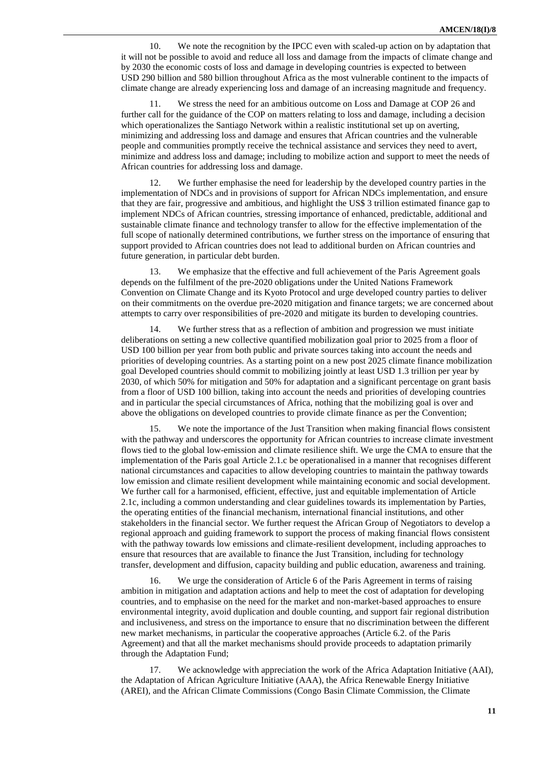10. We note the recognition by the IPCC even with scaled-up action on by adaptation that it will not be possible to avoid and reduce all loss and damage from the impacts of climate change and by 2030 the economic costs of loss and damage in developing countries is expected to between USD 290 billion and 580 billion throughout Africa as the most vulnerable continent to the impacts of climate change are already experiencing loss and damage of an increasing magnitude and frequency.

11. We stress the need for an ambitious outcome on Loss and Damage at COP 26 and further call for the guidance of the COP on matters relating to loss and damage, including a decision which operationalizes the Santiago Network within a realistic institutional set up on averting, minimizing and addressing loss and damage and ensures that African countries and the vulnerable people and communities promptly receive the technical assistance and services they need to avert, minimize and address loss and damage; including to mobilize action and support to meet the needs of African countries for addressing loss and damage.

12. We further emphasise the need for leadership by the developed country parties in the implementation of NDCs and in provisions of support for African NDCs implementation, and ensure that they are fair, progressive and ambitious, and highlight the US$ 3 trillion estimated finance gap to implement NDCs of African countries, stressing importance of enhanced, predictable, additional and sustainable climate finance and technology transfer to allow for the effective implementation of the full scope of nationally determined contributions, we further stress on the importance of ensuring that support provided to African countries does not lead to additional burden on African countries and future generation, in particular debt burden.

13. We emphasize that the effective and full achievement of the Paris Agreement goals depends on the fulfilment of the pre-2020 obligations under the United Nations Framework Convention on Climate Change and its Kyoto Protocol and urge developed country parties to deliver on their commitments on the overdue pre-2020 mitigation and finance targets; we are concerned about attempts to carry over responsibilities of pre-2020 and mitigate its burden to developing countries.

14. We further stress that as a reflection of ambition and progression we must initiate deliberations on setting a new collective quantified mobilization goal prior to 2025 from a floor of USD 100 billion per year from both public and private sources taking into account the needs and priorities of developing countries. As a starting point on a new post 2025 climate finance mobilization goal Developed countries should commit to mobilizing jointly at least USD 1.3 trillion per year by 2030, of which 50% for mitigation and 50% for adaptation and a significant percentage on grant basis from a floor of USD 100 billion, taking into account the needs and priorities of developing countries and in particular the special circumstances of Africa, nothing that the mobilizing goal is over and above the obligations on developed countries to provide climate finance as per the Convention;

15. We note the importance of the Just Transition when making financial flows consistent with the pathway and underscores the opportunity for African countries to increase climate investment flows tied to the global low-emission and climate resilience shift. We urge the CMA to ensure that the implementation of the Paris goal Article 2.1.c be operationalised in a manner that recognises different national circumstances and capacities to allow developing countries to maintain the pathway towards low emission and climate resilient development while maintaining economic and social development. We further call for a harmonised, efficient, effective, just and equitable implementation of Article 2.1c, including a common understanding and clear guidelines towards its implementation by Parties, the operating entities of the financial mechanism, international financial institutions, and other stakeholders in the financial sector. We further request the African Group of Negotiators to develop a regional approach and guiding framework to support the process of making financial flows consistent with the pathway towards low emissions and climate-resilient development, including approaches to ensure that resources that are available to finance the Just Transition, including for technology transfer, development and diffusion, capacity building and public education, awareness and training.

16. We urge the consideration of Article 6 of the Paris Agreement in terms of raising ambition in mitigation and adaptation actions and help to meet the cost of adaptation for developing countries, and to emphasise on the need for the market and non-market-based approaches to ensure environmental integrity, avoid duplication and double counting, and support fair regional distribution and inclusiveness, and stress on the importance to ensure that no discrimination between the different new market mechanisms, in particular the cooperative approaches (Article 6.2. of the Paris Agreement) and that all the market mechanisms should provide proceeds to adaptation primarily through the Adaptation Fund;

17. We acknowledge with appreciation the work of the Africa Adaptation Initiative (AAI), the Adaptation of African Agriculture Initiative (AAA), the Africa Renewable Energy Initiative (AREI), and the African Climate Commissions (Congo Basin Climate Commission, the Climate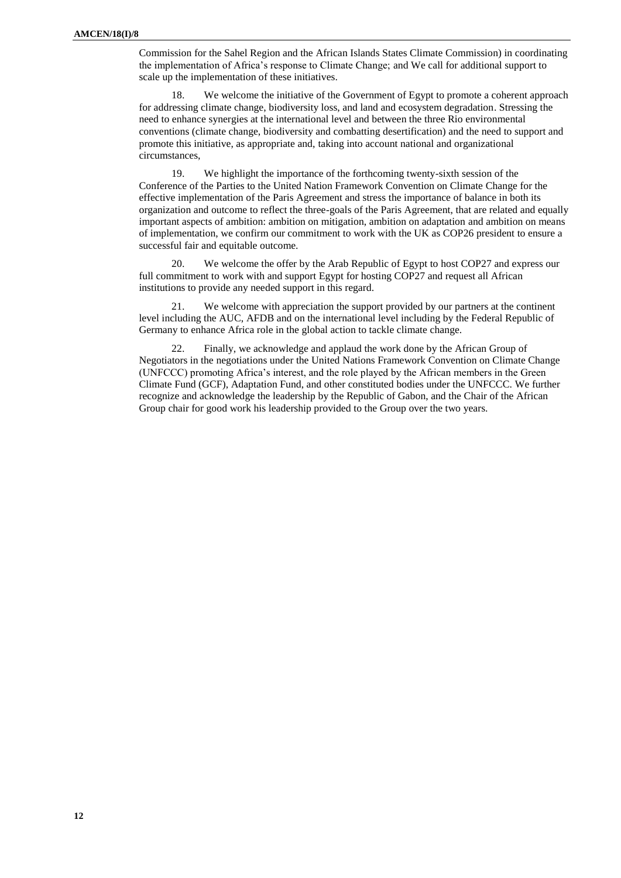Commission for the Sahel Region and the African Islands States Climate Commission) in coordinating the implementation of Africa's response to Climate Change; and We call for additional support to scale up the implementation of these initiatives.

18. We welcome the initiative of the Government of Egypt to promote a coherent approach for addressing climate change, biodiversity loss, and land and ecosystem degradation. Stressing the need to enhance synergies at the international level and between the three Rio environmental conventions (climate change, biodiversity and combatting desertification) and the need to support and promote this initiative, as appropriate and, taking into account national and organizational circumstances,

19. We highlight the importance of the forthcoming twenty-sixth session of the Conference of the Parties to the United Nation Framework Convention on Climate Change for the effective implementation of the Paris Agreement and stress the importance of balance in both its organization and outcome to reflect the three-goals of the Paris Agreement, that are related and equally important aspects of ambition: ambition on mitigation, ambition on adaptation and ambition on means of implementation, we confirm our commitment to work with the UK as COP26 president to ensure a successful fair and equitable outcome.

20. We welcome the offer by the Arab Republic of Egypt to host COP27 and express our full commitment to work with and support Egypt for hosting COP27 and request all African institutions to provide any needed support in this regard.

21. We welcome with appreciation the support provided by our partners at the continent level including the AUC, AFDB and on the international level including by the Federal Republic of Germany to enhance Africa role in the global action to tackle climate change.

22. Finally, we acknowledge and applaud the work done by the African Group of Negotiators in the negotiations under the United Nations Framework Convention on Climate Change (UNFCCC) promoting Africa's interest, and the role played by the African members in the Green Climate Fund (GCF), Adaptation Fund, and other constituted bodies under the UNFCCC. We further recognize and acknowledge the leadership by the Republic of Gabon, and the Chair of the African Group chair for good work his leadership provided to the Group over the two years.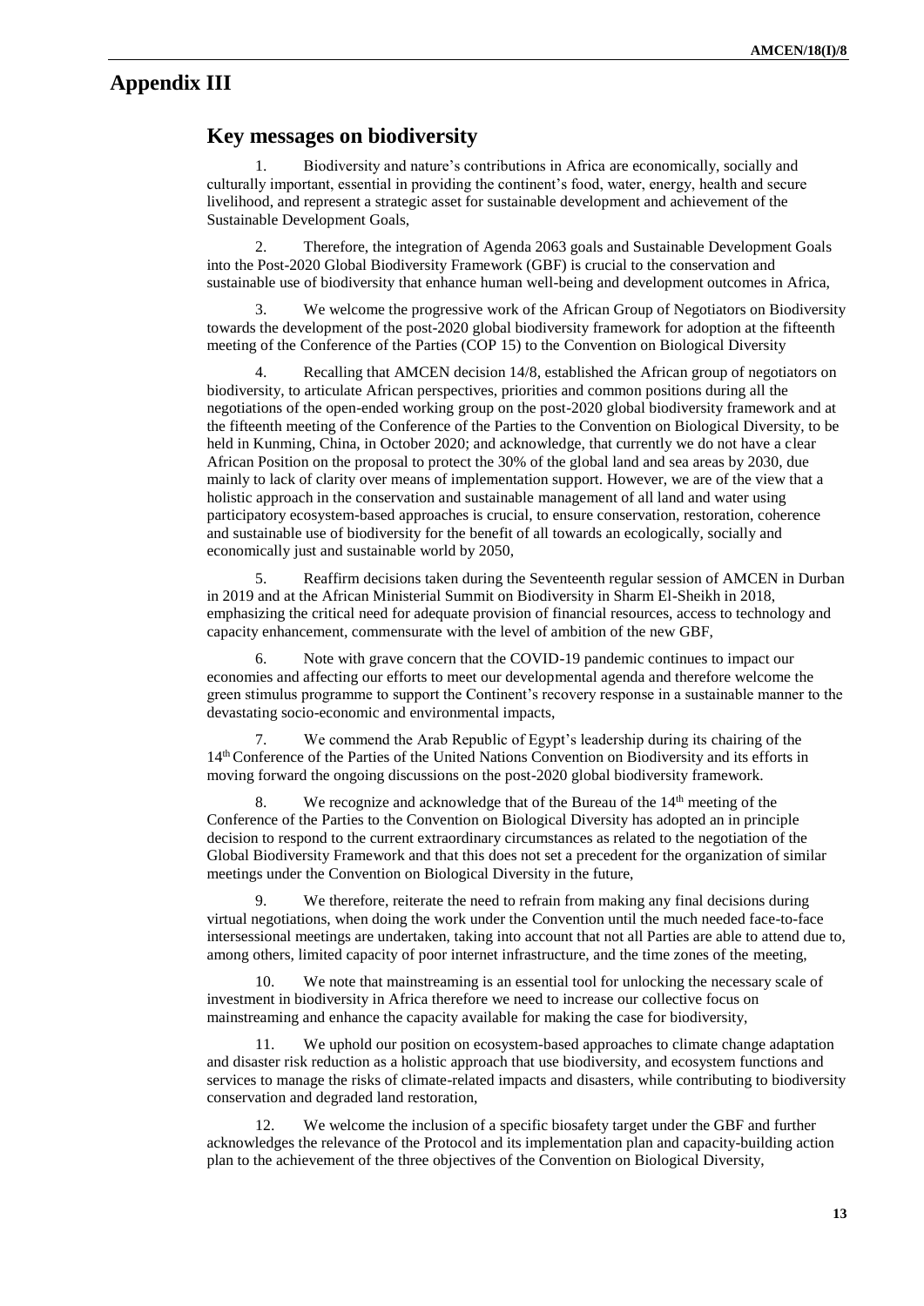# Appendix III

## Key messages on biodiversity

1. Biodiversity and nature's contributions in Africa are economically, socially and culturally important, essential in providing the continent's food, water, energy, health and secure livelihood, and represent a strategic asset for sustainable development and achievement of the Sustainable Development Goals,

2. Therefore, the integration of Agenda 2063 goals and Sustainable Development Goals into the Post-2020 Global Biodiversity Framework (GBF) is crucial to the conservation and sustainable use of biodiversity that enhance human well-being and development outcomes in Africa,

3. We welcome the progressive work of the African Group of Negotiators on Biodiversity towards the development of the post-2020 global biodiversity framework for adoption at the fifteenth meeting of the Conference of the Parties (COP 15) to the Convention on Biological Diversity

4. Recalling that AMCEN decision 14/8, established the African group of negotiators on biodiversity, to articulate African perspectives, priorities and common positions during all the negotiations of the open-ended working group on the post-2020 global biodiversity framework and at the fifteenth meeting of the Conference of the Parties to the Convention on Biological Diversity, to be held in Kunming, China, in October 2020; and acknowledge, that currently we do not have a clear African Position on the proposal to protect the 30% of the global land and sea areas by 2030, due mainly to lack of clarity over means of implementation support. However, we are of the view that a holistic approach in the conservation and sustainable management of all land and water using participatory ecosystem-based approaches is crucial, to ensure conservation, restoration, coherence and sustainable use of biodiversity for the benefit of all towards an ecologically, socially and economically just and sustainable world by 2050,

5. Reaffirm decisions taken during the Seventeenth regular session of AMCEN in Durban in 2019 and at the African Ministerial Summit on Biodiversity in Sharm El-Sheikh in 2018, emphasizing the critical need for adequate provision of financial resources, access to technology and capacity enhancement, commensurate with the level of ambition of the new GBF,

6. Note with grave concern that the COVID-19 pandemic continues to impact our economies and affecting our efforts to meet our developmental agenda and therefore welcome the green stimulus programme to support the Continent's recovery response in a sustainable manner to the devastating socio-economic and environmental impacts,

7. We commend the Arab Republic of Egypt's leadership during its chairing of the 14th Conference of the Parties of the United Nations Convention on Biodiversity and its efforts in moving forward the ongoing discussions on the post-2020 global biodiversity framework.

8. We recognize and acknowledge that of the Bureau of the 14th meeting of the Conference of the Parties to the Convention on Biological Diversity has adopted an in principle decision to respond to the current extraordinary circumstances as related to the negotiation of the Global Biodiversity Framework and that this does not set a precedent for the organization of similar meetings under the Convention on Biological Diversity in the future,

9. We therefore, reiterate the need to refrain from making any final decisions during virtual negotiations, when doing the work under the Convention until the much needed face-to-face intersessional meetings are undertaken, taking into account that not all Parties are able to attend due to, among others, limited capacity of poor internet infrastructure, and the time zones of the meeting,

10. We note that mainstreaming is an essential tool for unlocking the necessary scale of investment in biodiversity in Africa therefore we need to increase our collective focus on mainstreaming and enhance the capacity available for making the case for biodiversity,

11. We uphold our position on ecosystem-based approaches to climate change adaptation and disaster risk reduction as a holistic approach that use biodiversity, and ecosystem functions and services to manage the risks of climate-related impacts and disasters, while contributing to biodiversity conservation and degraded land restoration,

12. We welcome the inclusion of a specific biosafety target under the GBF and further acknowledges the relevance of the Protocol and its implementation plan and capacity-building action plan to the achievement of the three objectives of the Convention on Biological Diversity,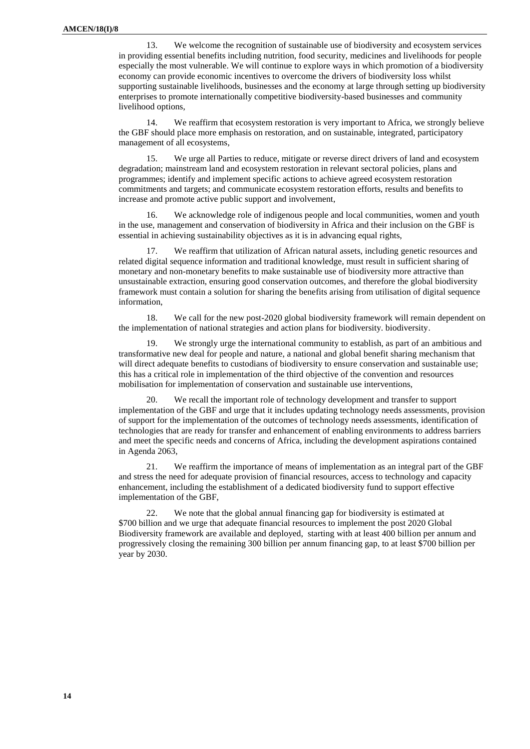13. We welcome the recognition of sustainable use of biodiversity and ecosystem services in providing essential benefits including nutrition, food security, medicines and livelihoods for people especially the most vulnerable. We will continue to explore ways in which promotion of a biodiversity economy can provide economic incentives to overcome the drivers of biodiversity loss whilst supporting sustainable livelihoods, businesses and the economy at large through setting up biodiversity enterprises to promote internationally competitive biodiversity-based businesses and community livelihood options,

14. We reaffirm that ecosystem restoration is very important to Africa, we strongly believe the GBF should place more emphasis on restoration, and on sustainable, integrated, participatory management of all ecosystems,

15. We urge all Parties to reduce, mitigate or reverse direct drivers of land and ecosystem degradation; mainstream land and ecosystem restoration in relevant sectoral policies, plans and programmes; identify and implement specific actions to achieve agreed ecosystem restoration commitments and targets; and communicate ecosystem restoration efforts, results and benefits to increase and promote active public support and involvement,

16. We acknowledge role of indigenous people and local communities, women and youth in the use, management and conservation of biodiversity in Africa and their inclusion on the GBF is essential in achieving sustainability objectives as it is in advancing equal rights,

17. We reaffirm that utilization of African natural assets, including genetic resources and related digital sequence information and traditional knowledge, must result in sufficient sharing of monetary and non-monetary benefits to make sustainable use of biodiversity more attractive than unsustainable extraction, ensuring good conservation outcomes, and therefore the global biodiversity framework must contain a solution for sharing the benefits arising from utilisation of digital sequence information,

18. We call for the new post-2020 global biodiversity framework will remain dependent on the implementation of national strategies and action plans for biodiversity. biodiversity.

19. We strongly urge the international community to establish, as part of an ambitious and transformative new deal for people and nature, a national and global benefit sharing mechanism that will direct adequate benefits to custodians of biodiversity to ensure conservation and sustainable use; this has a critical role in implementation of the third objective of the convention and resources mobilisation for implementation of conservation and sustainable use interventions,

20. We recall the important role of technology development and transfer to support implementation of the GBF and urge that it includes updating technology needs assessments, provision of support for the implementation of the outcomes of technology needs assessments, identification of technologies that are ready for transfer and enhancement of enabling environments to address barriers and meet the specific needs and concerns of Africa, including the development aspirations contained in Agenda 2063,

21. We reaffirm the importance of means of implementation as an integral part of the GBF and stress the need for adequate provision of financial resources, access to technology and capacity enhancement, including the establishment of a dedicated biodiversity fund to support effective implementation of the GBF,

22. We note that the global annual financing gap for biodiversity is estimated at \$700 billion and we urge that adequate financial resources to implement the post 2020 Global Biodiversity framework are available and deployed, starting with at least 400 billion per annum and progressively closing the remaining 300 billion per annum financing gap, to at least \$700 billion per year by 2030.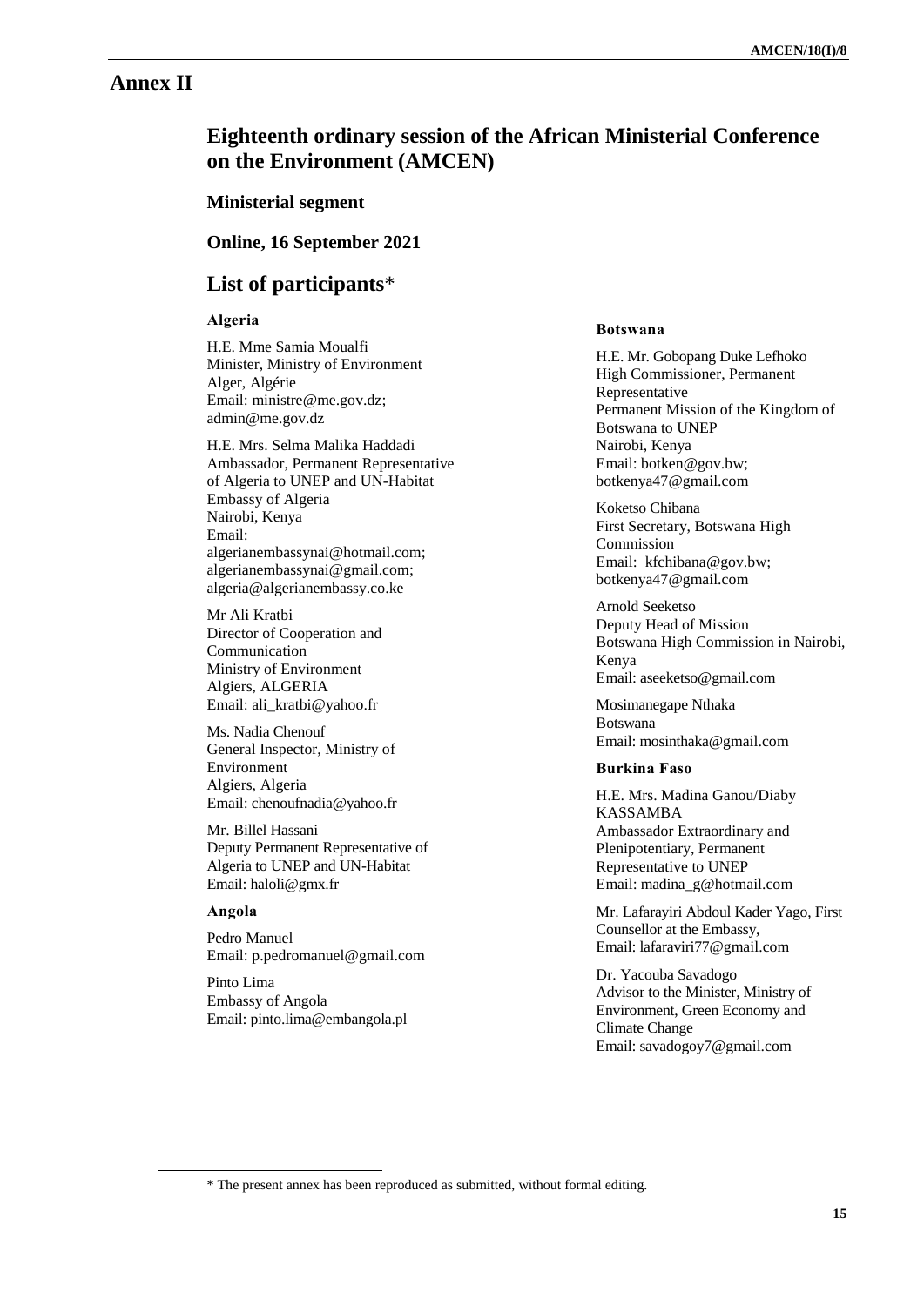# Annex II

## Eighteenth ordinary session of the African Ministerial Conference on the Environment (AMCEN)

### Ministerial segment

### Online, 16 September 2021

## List of participants*

**Algeria**

H.E. Mme Samia Moualfi
Minister, Ministry of Environment
Alger, Algérie
Email: ministre@me.gov.dz; admin@me.gov.dz

H.E. Mrs. Selma Malika Haddadi
Ambassador, Permanent Representative of Algeria to UNEP and UN-Habitat
Embassy of Algeria
Nairobi, Kenya
Email: algerianembassynai@hotmail.com; algerianembassynai@gmail.com; algeria@algerianembassy.co.ke

Mr Ali Kratbi
Director of Cooperation and Communication
Ministry of Environment
Algiers, ALGERIA
Email: ali_kratbi@yahoo.fr

Ms. Nadia Chenouf
General Inspector, Ministry of Environment
Algiers, Algeria
Email: chenoufnadia@yahoo.fr

Mr. Billel Hassani
Deputy Permanent Representative of Algeria to UNEP and UN-Habitat
Email: haloli@gmx.fr

**Angola**

Pedro Manuel
Email: p.pedromanuel@gmail.com

Pinto Lima
Embassy of Angola
Email: pinto.lima@embangola.pl

**Botswana**

H.E. Mr. Gobopang Duke Lefhoko
High Commissioner, Permanent Representative
Permanent Mission of the Kingdom of Botswana to UNEP
Nairobi, Kenya
Email: botken@gov.bw; botkenya47@gmail.com

Koketso Chibana
First Secretary, Botswana High Commission
Email: kfchibana@gov.bw; botkenya47@gmail.com

Arnold Seeketso
Deputy Head of Mission
Botswana High Commission in Nairobi, Kenya
Email: aseeketso@gmail.com

Mosimanegape Nthaka
Botswana
Email: mosinthaka@gmail.com

**Burkina Faso**

H.E. Mrs. Madina Ganou/Diaby KASSAMBA
Ambassador Extraordinary and Plenipotentiary, Permanent Representative to UNEP
Email: madina_g@hotmail.com

Mr. Lafarayiri Abdoul Kader Yago, First Counsellor at the Embassy,
Email: lafaraviri77@gmail.com

Dr. Yacouba Savadogo
Advisor to the Minister, Ministry of Environment, Green Economy and Climate Change
Email: savadogoy7@gmail.com

\* The present annex has been reproduced as submitted, without formal editing.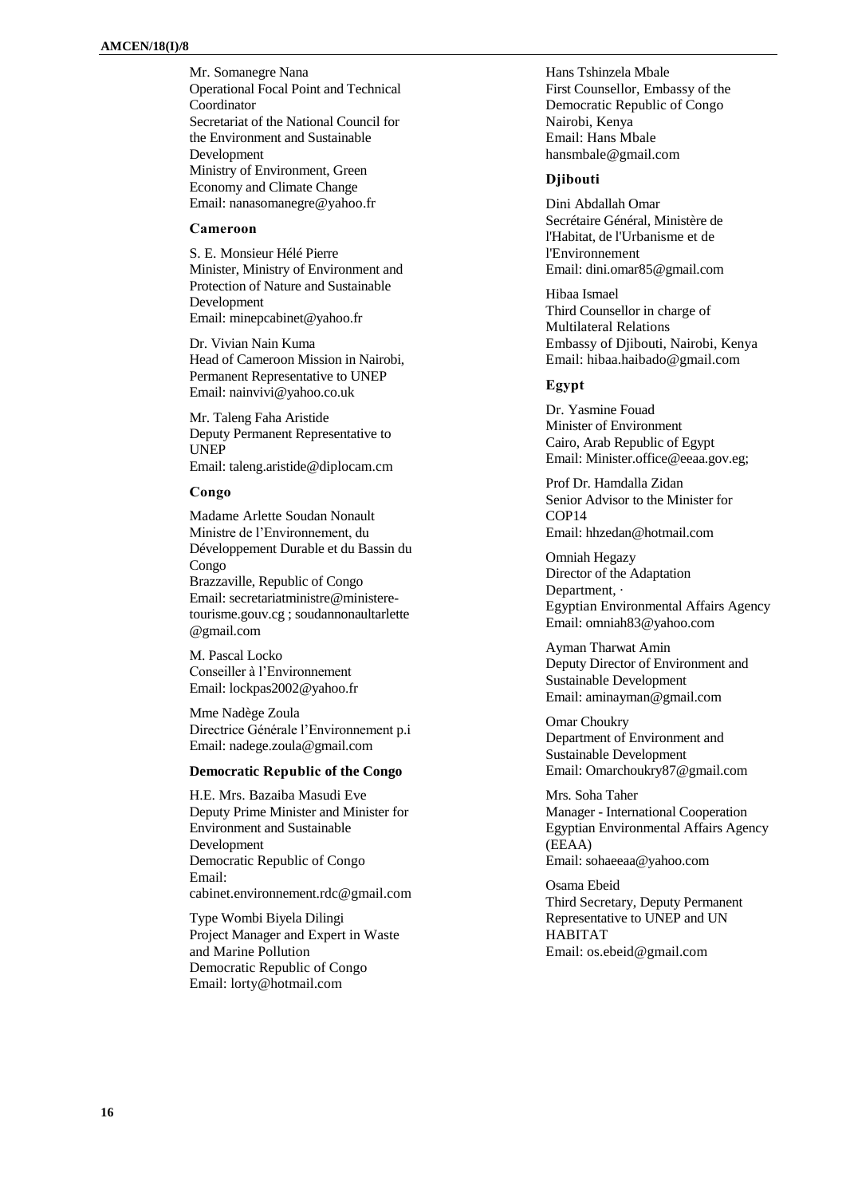Mr. Somanegre Nana
Operational Focal Point and Technical Coordinator
Secretariat of the National Council for the Environment and Sustainable Development
Ministry of Environment, Green Economy and Climate Change
Email: nanasomanegre@yahoo.fr

**Cameroon**

S. E. Monsieur Hélé Pierre
Minister, Ministry of Environment and Protection of Nature and Sustainable Development
Email: minepcabinet@yahoo.fr

Dr. Vivian Nain Kuma
Head of Cameroon Mission in Nairobi, Permanent Representative to UNEP
Email: nainvivi@yahoo.co.uk

Mr. Taleng Faha Aristide
Deputy Permanent Representative to UNEP
Email: taleng.aristide@diplocam.cm

**Congo**

Madame Arlette Soudan Nonault
Ministre de l'Environnement, du Développement Durable et du Bassin du Congo
Brazzaville, Republic of Congo
Email: secretariatministre@ministere-tourisme.gouv.cg ; soudannonaultarlette@gmail.com

M. Pascal Locko
Conseiller à l'Environnement
Email: lockpas2002@yahoo.fr

Mme Nadège Zoula
Directrice Générale l'Environnement p.i
Email: nadege.zoula@gmail.com

**Democratic Republic of the Congo**

H.E. Mrs. Bazaiba Masudi Eve
Deputy Prime Minister and Minister for Environment and Sustainable Development
Democratic Republic of Congo
Email: cabinet.environnement.rdc@gmail.com

Type Wombi Biyela Dilingi
Project Manager and Expert in Waste and Marine Pollution
Democratic Republic of Congo
Email: lorty@hotmail.com

Hans Tshinzela Mbale
First Counsellor, Embassy of the Democratic Republic of Congo
Nairobi, Kenya
Email: Hans Mbale
hansmbale@gmail.com

**Djibouti**

Dini Abdallah Omar
Secrétaire Général, Ministère de l'Habitat, de l'Urbanisme et de l'Environnement
Email: dini.omar85@gmail.com

Hibaa Ismael
Third Counsellor in charge of Multilateral Relations
Embassy of Djibouti, Nairobi, Kenya
Email: hibaa.haibado@gmail.com

**Egypt**

Dr. Yasmine Fouad
Minister of Environment
Cairo, Arab Republic of Egypt
Email: Minister.office@eeaa.gov.eg;

Prof Dr. Hamdalla Zidan
Senior Advisor to the Minister for COP14
Email: hhzedan@hotmail.com

Omniah Hegazy
Director of the Adaptation Department, ·
Egyptian Environmental Affairs Agency
Email: omniah83@yahoo.com

Ayman Tharwat Amin
Deputy Director of Environment and Sustainable Development
Email: aminayman@gmail.com

Omar Choukry
Department of Environment and Sustainable Development
Email: Omarchoukry87@gmail.com

Mrs. Soha Taher
Manager - International Cooperation
Egyptian Environmental Affairs Agency (EEAA)
Email: sohaeeaa@yahoo.com

Osama Ebeid
Third Secretary, Deputy Permanent Representative to UNEP and UN HABITAT
Email: os.ebeid@gmail.com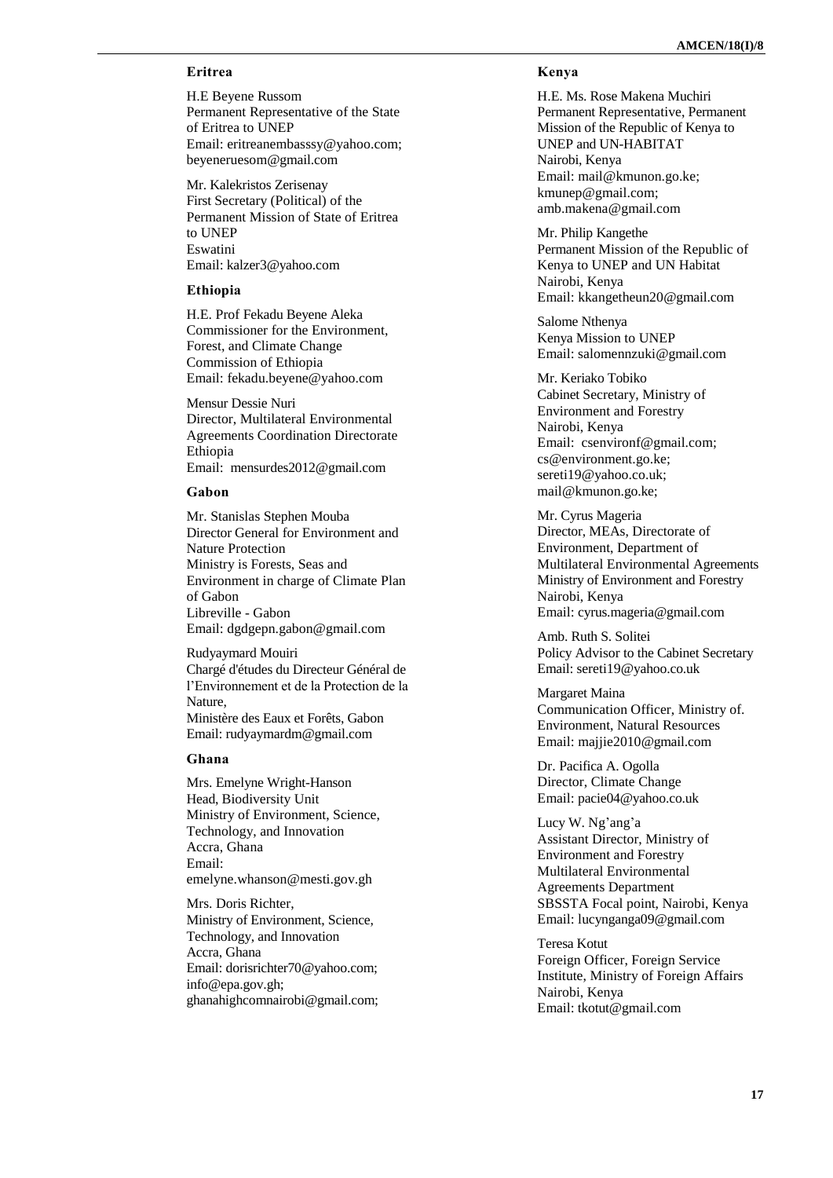### Eritrea

H.E Beyene Russom
Permanent Representative of the State of Eritrea to UNEP
Email: eritreanembasssy@yahoo.com; beyeneruesom@gmail.com

Mr. Kalekristos Zerisenay
First Secretary (Political) of the Permanent Mission of State of Eritrea to UNEP
Eswatini
Email: kalzer3@yahoo.com

### Ethiopia

H.E. Prof Fekadu Beyene Aleka
Commissioner for the Environment, Forest, and Climate Change Commission of Ethiopia
Email: fekadu.beyene@yahoo.com

Mensur Dessie Nuri
Director, Multilateral Environmental Agreements Coordination Directorate
Ethiopia
Email: mensurdes2012@gmail.com

### Gabon

Mr. Stanislas Stephen Mouba
Director General for Environment and Nature Protection
Ministry is Forests, Seas and Environment in charge of Climate Plan of Gabon
Libreville - Gabon
Email: dgdgepn.gabon@gmail.com

Rudyaymard Mouiri
Chargé d'études du Directeur Général de l'Environnement et de la Protection de la Nature,
Ministère des Eaux et Forêts, Gabon
Email: rudyaymardm@gmail.com

### Ghana

Mrs. Emelyne Wright-Hanson
Head, Biodiversity Unit
Ministry of Environment, Science, Technology, and Innovation
Accra, Ghana
Email:
emelyne.whanson@mesti.gov.gh

Mrs. Doris Richter,
Ministry of Environment, Science, Technology, and Innovation
Accra, Ghana
Email: dorisrichter70@yahoo.com; info@epa.gov.gh; ghanahighcomnairobi@gmail.com;

### Kenya

H.E. Ms. Rose Makena Muchiri
Permanent Representative, Permanent Mission of the Republic of Kenya to UNEP and UN-HABITAT
Nairobi, Kenya
Email: mail@kmunon.go.ke; kmunep@gmail.com; amb.makena@gmail.com

Mr. Philip Kangethe
Permanent Mission of the Republic of Kenya to UNEP and UN Habitat
Nairobi, Kenya
Email: kkangetheun20@gmail.com

Salome Nthenya
Kenya Mission to UNEP
Email: salomennzuki@gmail.com

Mr. Keriako Tobiko
Cabinet Secretary, Ministry of Environment and Forestry
Nairobi, Kenya
Email: csenvironf@gmail.com; cs@environment.go.ke; sereti19@yahoo.co.uk; mail@kmunon.go.ke;

Mr. Cyrus Mageria
Director, MEAs, Directorate of Environment, Department of Multilateral Environmental Agreements
Ministry of Environment and Forestry
Nairobi, Kenya
Email: cyrus.mageria@gmail.com

Amb. Ruth S. Solitei
Policy Advisor to the Cabinet Secretary
Email: sereti19@yahoo.co.uk

Margaret Maina
Communication Officer, Ministry of. Environment, Natural Resources
Email: majjie2010@gmail.com

Dr. Pacifica A. Ogolla
Director, Climate Change
Email: pacie04@yahoo.co.uk

Lucy W. Ng'ang'a
Assistant Director, Ministry of Environment and Forestry
Multilateral Environmental Agreements Department
SBSSTA Focal point, Nairobi, Kenya
Email: lucynganga09@gmail.com

Teresa Kotut
Foreign Officer, Foreign Service Institute, Ministry of Foreign Affairs
Nairobi, Kenya
Email: tkotut@gmail.com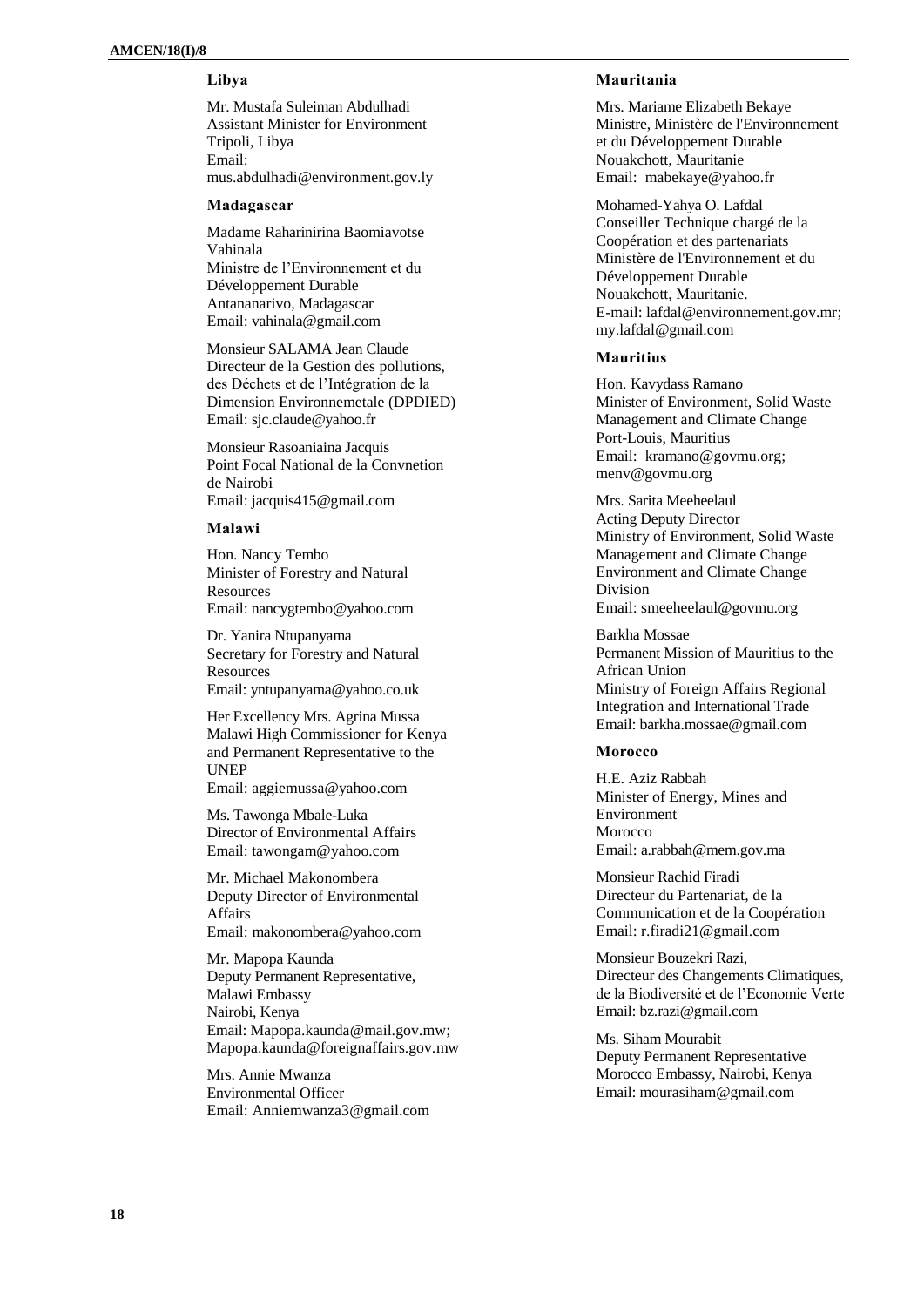### Libya

Mr. Mustafa Suleiman Abdulhadi
Assistant Minister for Environment
Tripoli, Libya
Email:
mus.abdulhadi@environment.gov.ly

### Madagascar

Madame Raharinirina Baomiavotse Vahinala
Ministre de l'Environnement et du Développement Durable
Antananarivo, Madagascar
Email: vahinala@gmail.com

Monsieur SALAMA Jean Claude
Directeur de la Gestion des pollutions, des Déchets et de l'Intégration de la Dimension Environnemetale (DPDIED)
Email: sjc.claude@yahoo.fr

Monsieur Rasoaniaina Jacquis
Point Focal National de la Convnetion de Nairobi
Email: jacquis415@gmail.com

### Malawi

Hon. Nancy Tembo
Minister of Forestry and Natural Resources
Email: nancygtembo@yahoo.com

Dr. Yanira Ntupanyama
Secretary for Forestry and Natural Resources
Email: yntupanyama@yahoo.co.uk

Her Excellency Mrs. Agrina Mussa
Malawi High Commissioner for Kenya and Permanent Representative to the UNEP
Email: aggiemussa@yahoo.com

Ms. Tawonga Mbale-Luka
Director of Environmental Affairs
Email: tawongam@yahoo.com

Mr. Michael Makonombera
Deputy Director of Environmental Affairs
Email: makonombera@yahoo.com

Mr. Mapopa Kaunda
Deputy Permanent Representative, Malawi Embassy
Nairobi, Kenya
Email: Mapopa.kaunda@mail.gov.mw; Mapopa.kaunda@foreignaffairs.gov.mw

Mrs. Annie Mwanza
Environmental Officer
Email: Anniemwanza3@gmail.com

### Mauritania

Mrs. Mariame Elizabeth Bekaye
Ministre, Ministère de l'Environnement et du Développement Durable
Nouakchott, Mauritanie
Email: mabekaye@yahoo.fr

Mohamed-Yahya O. Lafdal
Conseiller Technique chargé de la Coopération et des partenariats
Ministère de l'Environnement et du Développement Durable
Nouakchott, Mauritanie.
E-mail: lafdal@environnement.gov.mr; my.lafdal@gmail.com

### Mauritius

Hon. Kavydass Ramano
Minister of Environment, Solid Waste Management and Climate Change
Port-Louis, Mauritius
Email: kramano@govmu.org; menv@govmu.org

Mrs. Sarita Meeheelaul
Acting Deputy Director
Ministry of Environment, Solid Waste Management and Climate Change
Environment and Climate Change Division
Email: smeeheelaul@govmu.org

Barkha Mossae
Permanent Mission of Mauritius to the African Union
Ministry of Foreign Affairs Regional Integration and International Trade
Email: barkha.mossae@gmail.com

### Morocco

H.E. Aziz Rabbah
Minister of Energy, Mines and Environment
Morocco
Email: a.rabbah@mem.gov.ma

Monsieur Rachid Firadi
Directeur du Partenariat, de la Communication et de la Coopération
Email: r.firadi21@gmail.com

Monsieur Bouzekri Razi,
Directeur des Changements Climatiques, de la Biodiversité et de l'Economie Verte
Email: bz.razi@gmail.com

Ms. Siham Mourabit
Deputy Permanent Representative
Morocco Embassy, Nairobi, Kenya
Email: mourasiham@gmail.com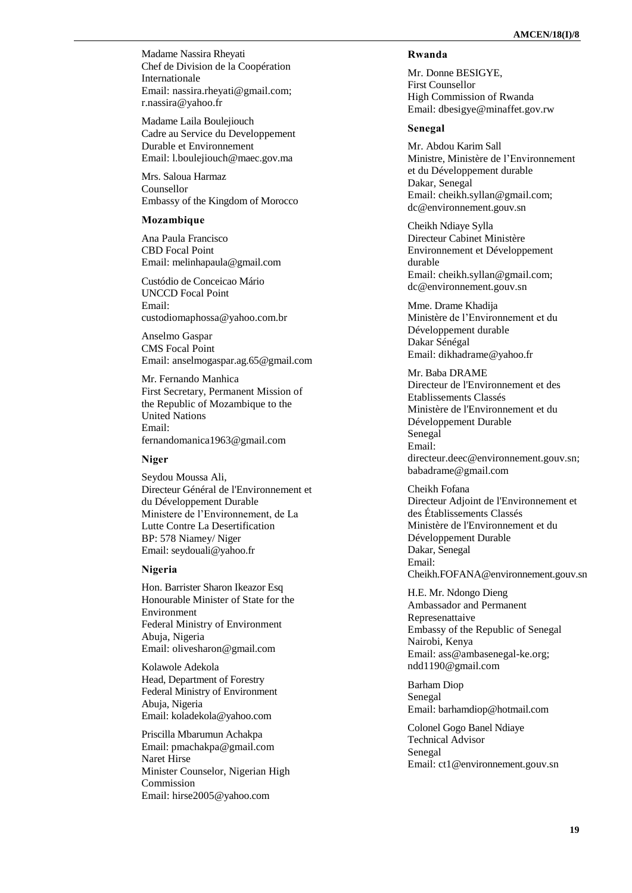Madame Nassira Rheyati
Chef de Division de la Coopération Internationale
Email: nassira.rheyati@gmail.com; r.nassira@yahoo.fr

Madame Laila Boulejiouch
Cadre au Service du Developpement Durable et Environnement
Email: l.boulejiouch@maec.gov.ma

Mrs. Saloua Harmaz
Counsellor
Embassy of the Kingdom of Morocco

**Mozambique**

Ana Paula Francisco
CBD Focal Point
Email: melinhapaula@gmail.com

Custódio de Conceicao Mário
UNCCD Focal Point
Email: custodiomaphossa@yahoo.com.br

Anselmo Gaspar
CMS Focal Point
Email: anselmogaspar.ag.65@gmail.com

Mr. Fernando Manhica
First Secretary, Permanent Mission of the Republic of Mozambique to the United Nations
Email: fernandomanica1963@gmail.com

**Niger**

Seydou Moussa Ali,
Directeur Général de l'Environnement et du Développement Durable
Ministere de l'Environnement, de La Lutte Contre La Desertification
BP: 578 Niamey/ Niger
Email: seydouali@yahoo.fr

**Nigeria**

Hon. Barrister Sharon Ikeazor Esq
Honourable Minister of State for the Environment
Federal Ministry of Environment
Abuja, Nigeria
Email: olivesharon@gmail.com

Kolawole Adekola
Head, Department of Forestry
Federal Ministry of Environment
Abuja, Nigeria
Email: koladekola@yahoo.com

Priscilla Mbarumun Achakpa
Email: pmachakpa@gmail.com
Naret Hirse
Minister Counselor, Nigerian High Commission
Email: hirse2005@yahoo.com

**Rwanda**

Mr. Donne BESIGYE,
First Counsellor
High Commission of Rwanda
Email: dbesigye@minaffet.gov.rw

**Senegal**

Mr. Abdou Karim Sall
Ministre, Ministère de l'Environnement et du Développement durable
Dakar, Senegal
Email: cheikh.syllan@gmail.com; dc@environnement.gouv.sn

Cheikh Ndiaye Sylla
Directeur Cabinet Ministère Environnement et Développement durable
Email: cheikh.syllan@gmail.com; dc@environnement.gouv.sn

Mme. Drame Khadija
Ministère de l'Environnement et du Développement durable
Dakar Sénégal
Email: dikhadrame@yahoo.fr

Mr. Baba DRAME
Directeur de l'Environnement et des Etablissements Classés
Ministère de l'Environnement et du Développement Durable
Senegal
Email: directeur.deec@environnement.gouv.sn; babadrame@gmail.com

Cheikh Fofana
Directeur Adjoint de l'Environnement et des Établissements Classés
Ministère de l'Environnement et du Développement Durable
Dakar, Senegal
Email: Cheikh.FOFANA@environnement.gouv.sn

H.E. Mr. Ndongo Dieng
Ambassador and Permanent Represenattaive
Embassy of the Republic of Senegal
Nairobi, Kenya
Email: ass@ambasenegal-ke.org; ndd1190@gmail.com

Barham Diop
Senegal
Email: barhamdiop@hotmail.com

Colonel Gogo Banel Ndiaye
Technical Advisor
Senegal
Email: ct1@environnement.gouv.sn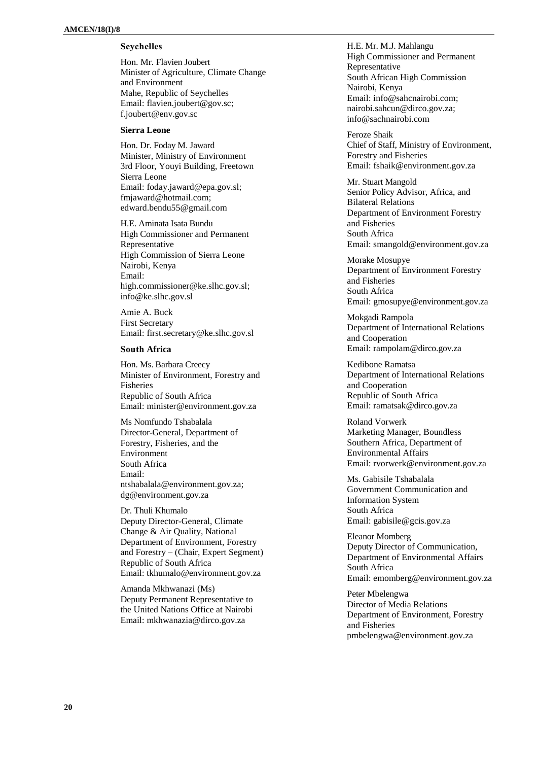### Seychelles

Hon. Mr. Flavien Joubert
Minister of Agriculture, Climate Change and Environment
Mahe, Republic of Seychelles
Email: flavien.joubert@gov.sc; f.joubert@env.gov.sc

### Sierra Leone

Hon. Dr. Foday M. Jaward
Minister, Ministry of Environment
3rd Floor, Youyi Building, Freetown
Sierra Leone
Email: foday.jaward@epa.gov.sl; fmjaward@hotmail.com; edward.bendu55@gmail.com

H.E. Aminata Isata Bundu
High Commissioner and Permanent Representative
High Commission of Sierra Leone
Nairobi, Kenya
Email: high.commissioner@ke.slhc.gov.sl; info@ke.slhc.gov.sl

Amie A. Buck
First Secretary
Email: first.secretary@ke.slhc.gov.sl

### South Africa

Hon. Ms. Barbara Creecy
Minister of Environment, Forestry and Fisheries
Republic of South Africa
Email: minister@environment.gov.za

Ms Nomfundo Tshabalala
Director-General, Department of Forestry, Fisheries, and the Environment
South Africa
Email: ntshabalala@environment.gov.za; dg@environment.gov.za

Dr. Thuli Khumalo
Deputy Director-General, Climate Change & Air Quality, National Department of Environment, Forestry and Forestry – (Chair, Expert Segment)
Republic of South Africa
Email: tkhumalo@environment.gov.za

Amanda Mkhwanazi (Ms)
Deputy Permanent Representative to the United Nations Office at Nairobi
Email: mkhwanazia@dirco.gov.za

H.E. Mr. M.J. Mahlangu
High Commissioner and Permanent Representative
South African High Commission
Nairobi, Kenya
Email: info@sahcnairobi.com; nairobi.sahcun@dirco.gov.za; info@sachnairobi.com

Feroze Shaik
Chief of Staff, Ministry of Environment, Forestry and Fisheries
Email: fshaik@environment.gov.za

Mr. Stuart Mangold
Senior Policy Advisor, Africa, and Bilateral Relations
Department of Environment Forestry and Fisheries
South Africa
Email: smangold@environment.gov.za

Morake Mosupye
Department of Environment Forestry and Fisheries
South Africa
Email: gmosupye@environment.gov.za

Mokgadi Rampola
Department of International Relations and Cooperation
Email: rampolam@dirco.gov.za

Kedibone Ramatsa
Department of International Relations and Cooperation
Republic of South Africa
Email: ramatsak@dirco.gov.za

Roland Vorwerk
Marketing Manager, Boundless Southern Africa, Department of Environmental Affairs
Email: rvorwerk@environment.gov.za

Ms. Gabisile Tshabalala
Government Communication and Information System
South Africa
Email: gabisile@gcis.gov.za

Eleanor Momberg
Deputy Director of Communication, Department of Environmental Affairs
South Africa
Email: emomberg@environment.gov.za

Peter Mbelengwa
Director of Media Relations
Department of Environment, Forestry and Fisheries
pmbelengwa@environment.gov.za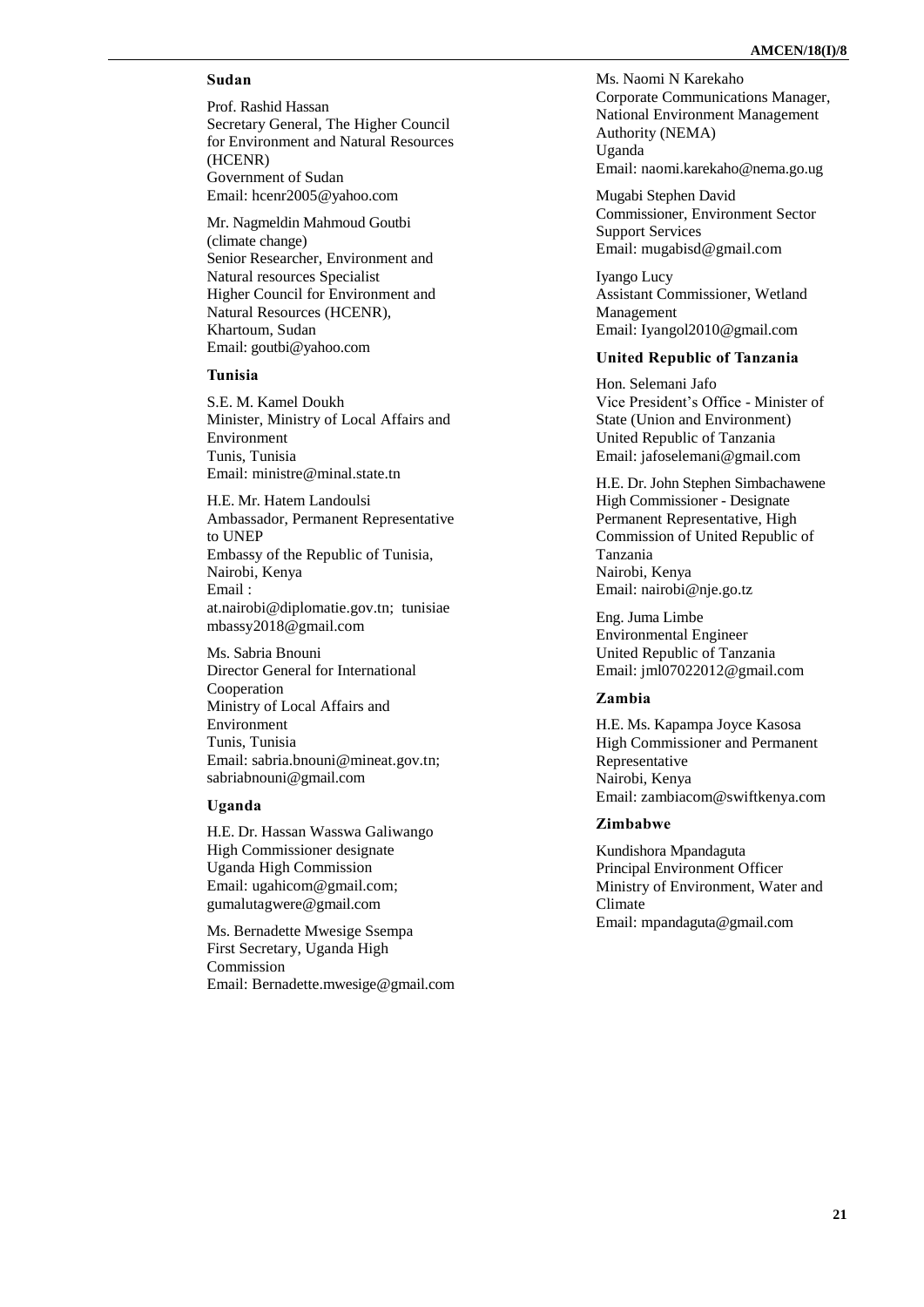**Sudan**

Prof. Rashid Hassan
Secretary General, The Higher Council for Environment and Natural Resources (HCENR)
Government of Sudan
Email: hcenr2005@yahoo.com

Mr. Nagmeldin Mahmoud Goutbi (climate change)
Senior Researcher, Environment and Natural resources Specialist
Higher Council for Environment and Natural Resources (HCENR),
Khartoum, Sudan
Email: goutbi@yahoo.com

**Tunisia**

S.E. M. Kamel Doukh
Minister, Ministry of Local Affairs and Environment
Tunis, Tunisia
Email: ministre@minal.state.tn

H.E. Mr. Hatem Landoulsi
Ambassador, Permanent Representative to UNEP
Embassy of the Republic of Tunisia, Nairobi, Kenya
Email : at.nairobi@diplomatie.gov.tn; tunisiaembassy2018@gmail.com

Ms. Sabria Bnouni
Director General for International Cooperation
Ministry of Local Affairs and Environment
Tunis, Tunisia
Email: sabria.bnouni@mineat.gov.tn; sabriabnouni@gmail.com

**Uganda**

H.E. Dr. Hassan Wasswa Galiwango
High Commissioner designate
Uganda High Commission
Email: ugahicom@gmail.com; gumalutagwere@gmail.com

Ms. Bernadette Mwesige Ssempa
First Secretary, Uganda High Commission
Email: Bernadette.mwesige@gmail.com

Ms. Naomi N Karekaho
Corporate Communications Manager, National Environment Management Authority (NEMA)
Uganda
Email: naomi.karekaho@nema.go.ug

Mugabi Stephen David
Commissioner, Environment Sector Support Services
Email: mugabisd@gmail.com

Iyango Lucy
Assistant Commissioner, Wetland Management
Email: Iyangol2010@gmail.com

**United Republic of Tanzania**

Hon. Selemani Jafo
Vice President's Office - Minister of State (Union and Environment)
United Republic of Tanzania
Email: jafoselemani@gmail.com

H.E. Dr. John Stephen Simbachawene
High Commissioner - Designate Permanent Representative, High Commission of United Republic of Tanzania
Nairobi, Kenya
Email: nairobi@nje.go.tz

Eng. Juma Limbe
Environmental Engineer
United Republic of Tanzania
Email: jml07022012@gmail.com

**Zambia**

H.E. Ms. Kapampa Joyce Kasosa
High Commissioner and Permanent Representative
Nairobi, Kenya
Email: zambiacom@swiftkenya.com

**Zimbabwe**

Kundishora Mpandaguta
Principal Environment Officer
Ministry of Environment, Water and Climate
Email: mpandaguta@gmail.com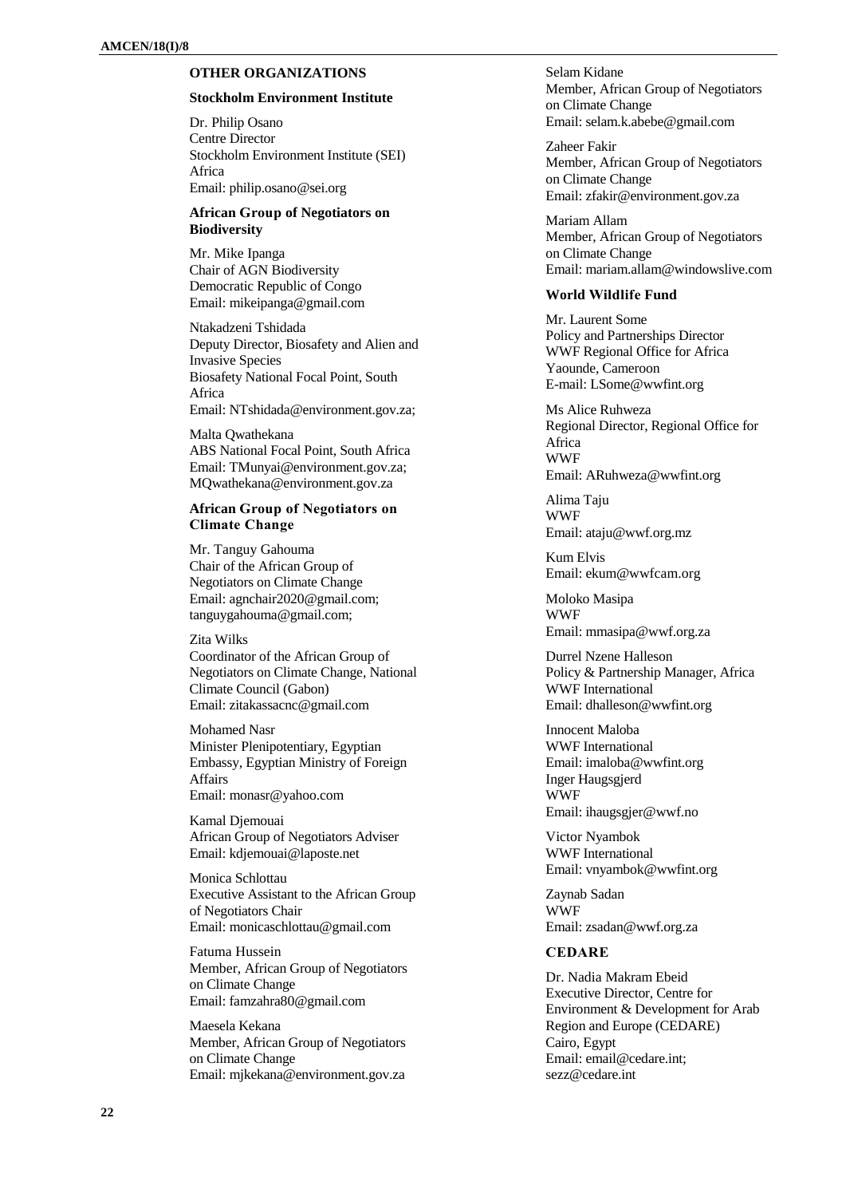## OTHER ORGANIZATIONS

### Stockholm Environment Institute

Dr. Philip Osano
Centre Director
Stockholm Environment Institute (SEI) Africa
Email: philip.osano@sei.org

### African Group of Negotiators on Biodiversity

Mr. Mike Ipanga
Chair of AGN Biodiversity
Democratic Republic of Congo
Email: mikeipanga@gmail.com

Ntakadzeni Tshidada
Deputy Director, Biosafety and Alien and Invasive Species
Biosafety National Focal Point, South Africa
Email: NTshidada@environment.gov.za;

Malta Qwathekana
ABS National Focal Point, South Africa
Email: TMunyai@environment.gov.za; MQwathekana@environment.gov.za

### African Group of Negotiators on Climate Change

Mr. Tanguy Gahouma
Chair of the African Group of Negotiators on Climate Change
Email: agnchair2020@gmail.com; tanguygahouma@gmail.com;

Zita Wilks
Coordinator of the African Group of Negotiators on Climate Change, National Climate Council (Gabon)
Email: zitakassacnc@gmail.com

Mohamed Nasr
Minister Plenipotentiary, Egyptian Embassy, Egyptian Ministry of Foreign Affairs
Email: monasr@yahoo.com

Kamal Djemouai
African Group of Negotiators Adviser
Email: kdjemouai@laposte.net

Monica Schlottau
Executive Assistant to the African Group of Negotiators Chair
Email: monicaschlottau@gmail.com

Fatuma Hussein
Member, African Group of Negotiators on Climate Change
Email: famzahra80@gmail.com

Maesela Kekana
Member, African Group of Negotiators on Climate Change
Email: mjkekana@environment.gov.za

Selam Kidane
Member, African Group of Negotiators on Climate Change
Email: selam.k.abebe@gmail.com

Zaheer Fakir
Member, African Group of Negotiators on Climate Change
Email: zfakir@environment.gov.za

Mariam Allam
Member, African Group of Negotiators on Climate Change
Email: mariam.allam@windowslive.com

### World Wildlife Fund

Mr. Laurent Some
Policy and Partnerships Director
WWF Regional Office for Africa
Yaounde, Cameroon
E-mail: LSome@wwfint.org

Ms Alice Ruhweza
Regional Director, Regional Office for Africa
WWF
Email: ARuhweza@wwfint.org

Alima Taju
WWF
Email: ataju@wwf.org.mz

Kum Elvis
Email: ekum@wwfcam.org

Moloko Masipa
WWF
Email: mmasipa@wwf.org.za

Durrel Nzene Halleson
Policy & Partnership Manager, Africa
WWF International
Email: dhalleson@wwfint.org

Innocent Maloba
WWF International
Email: imaloba@wwfint.org

Inger Haugsgjerd
WWF
Email: ihaugsgjer@wwf.no

Victor Nyambok
WWF International
Email: vnyambok@wwfint.org

Zaynab Sadan
WWF
Email: zsadan@wwf.org.za

### CEDARE

Dr. Nadia Makram Ebeid
Executive Director, Centre for Environment & Development for Arab Region and Europe (CEDARE)
Cairo, Egypt
Email: email@cedare.int; sezz@cedare.int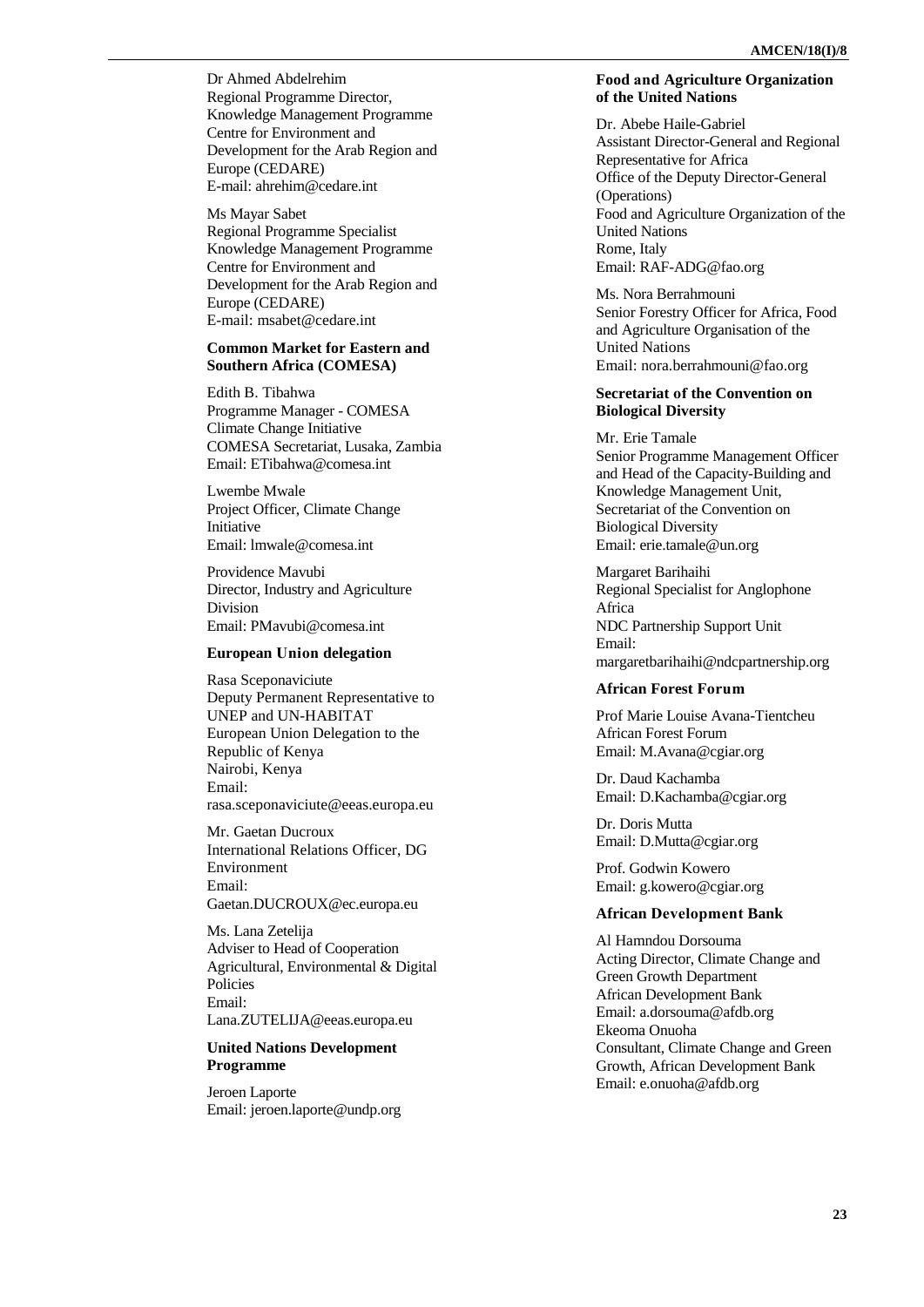Dr Ahmed Abdelrehim
Regional Programme Director, Knowledge Management Programme
Centre for Environment and Development for the Arab Region and Europe (CEDARE)
E-mail: ahrehim@cedare.int

Ms Mayar Sabet
Regional Programme Specialist
Knowledge Management Programme
Centre for Environment and Development for the Arab Region and Europe (CEDARE)
E-mail: msabet@cedare.int

**Common Market for Eastern and Southern Africa (COMESA)**

Edith B. Tibahwa
Programme Manager - COMESA Climate Change Initiative
COMESA Secretariat, Lusaka, Zambia
Email: ETibahwa@comesa.int

Lwembe Mwale
Project Officer, Climate Change Initiative
Email: lmwale@comesa.int

Providence Mavubi
Director, Industry and Agriculture Division
Email: PMavubi@comesa.int

**European Union delegation**

Rasa Sceponaviciute
Deputy Permanent Representative to UNEP and UN-HABITAT
European Union Delegation to the Republic of Kenya
Nairobi, Kenya
Email: rasa.sceponaviciute@eeas.europa.eu

Mr. Gaetan Ducroux
International Relations Officer, DG Environment
Email: Gaetan.DUCROUX@ec.europa.eu

Ms. Lana Zetelija
Adviser to Head of Cooperation
Agricultural, Environmental & Digital Policies
Email: Lana.ZUTELIJA@eeas.europa.eu

**United Nations Development Programme**

Jeroen Laporte
Email: jeroen.laporte@undp.org

**Food and Agriculture Organization of the United Nations**

Dr. Abebe Haile-Gabriel
Assistant Director-General and Regional Representative for Africa
Office of the Deputy Director-General (Operations)
Food and Agriculture Organization of the United Nations
Rome, Italy
Email: RAF-ADG@fao.org

Ms. Nora Berrahmouni
Senior Forestry Officer for Africa, Food and Agriculture Organisation of the United Nations
Email: nora.berrahmouni@fao.org

**Secretariat of the Convention on Biological Diversity**

Mr. Erie Tamale
Senior Programme Management Officer and Head of the Capacity-Building and Knowledge Management Unit, Secretariat of the Convention on Biological Diversity
Email: erie.tamale@un.org

Margaret Barihaihi
Regional Specialist for Anglophone Africa
NDC Partnership Support Unit
Email: margaretbarihaihi@ndcpartnership.org

**African Forest Forum**

Prof Marie Louise Avana-Tientcheu
African Forest Forum
Email: M.Avana@cgiar.org

Dr. Daud Kachamba
Email: D.Kachamba@cgiar.org

Dr. Doris Mutta
Email: D.Mutta@cgiar.org

Prof. Godwin Kowero
Email: g.kowero@cgiar.org

**African Development Bank**

Al Hamndou Dorsouma
Acting Director, Climate Change and Green Growth Department
African Development Bank
Email: a.dorsouma@afdb.org

Ekeoma Onuoha
Consultant, Climate Change and Green Growth, African Development Bank
Email: e.onuoha@afdb.org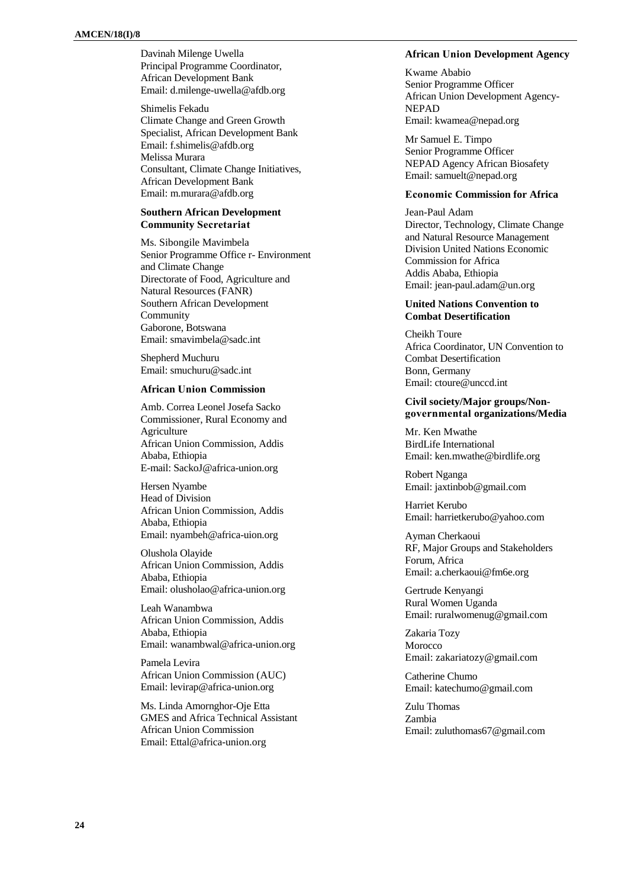Davinah Milenge Uwella
Principal Programme Coordinator,
African Development Bank
Email: d.milenge-uwella@afdb.org

Shimelis Fekadu
Climate Change and Green Growth Specialist, African Development Bank
Email: f.shimelis@afdb.org
Melissa Murara
Consultant, Climate Change Initiatives, African Development Bank
Email: m.murara@afdb.org

**Southern African Development Community Secretariat**

Ms. Sibongile Mavimbela
Senior Programme Office r- Environment and Climate Change
Directorate of Food, Agriculture and Natural Resources (FANR)
Southern African Development Community
Gaborone, Botswana
Email: smavimbela@sadc.int

Shepherd Muchuru
Email: smuchuru@sadc.int

**African Union Commission**

Amb. Correa Leonel Josefa Sacko
Commissioner, Rural Economy and Agriculture
African Union Commission, Addis Ababa, Ethiopia
E-mail: SackoJ@africa-union.org

Hersen Nyambe
Head of Division
African Union Commission, Addis Ababa, Ethiopia
Email: nyambeh@africa-uion.org

Olushola Olayide
African Union Commission, Addis Ababa, Ethiopia
Email: olusholao@africa-union.org

Leah Wanambwa
African Union Commission, Addis Ababa, Ethiopia
Email: wanambwal@africa-union.org

Pamela Levira
African Union Commission (AUC)
Email: levirap@africa-union.org

Ms. Linda Amornghor-Oje Etta
GMES and Africa Technical Assistant
African Union Commission
Email: Ettal@africa-union.org

**African Union Development Agency**

Kwame Ababio
Senior Programme Officer
African Union Development Agency-NEPAD
Email: kwamea@nepad.org

Mr Samuel E. Timpo
Senior Programme Officer
NEPAD Agency African Biosafety
Email: samuelt@nepad.org

**Economic Commission for Africa**

Jean-Paul Adam
Director, Technology, Climate Change and Natural Resource Management Division United Nations Economic Commission for Africa
Addis Ababa, Ethiopia
Email: jean-paul.adam@un.org

**United Nations Convention to Combat Desertification**

Cheikh Toure
Africa Coordinator, UN Convention to Combat Desertification
Bonn, Germany
Email: ctoure@unccd.int

**Civil society/Major groups/Non-governmental organizations/Media**

Mr. Ken Mwathe
BirdLife International
Email: ken.mwathe@birdlife.org

Robert Nganga
Email: jaxtinbob@gmail.com

Harriet Kerubo
Email: harrietkerubo@yahoo.com

Ayman Cherkaoui
RF, Major Groups and Stakeholders Forum, Africa
Email: a.cherkaoui@fm6e.org

Gertrude Kenyangi
Rural Women Uganda
Email: ruralwomenug@gmail.com

Zakaria Tozy
Morocco
Email: zakariatozy@gmail.com

Catherine Chumo
Email: katechumo@gmail.com

Zulu Thomas
Zambia
Email: zuluthomas67@gmail.com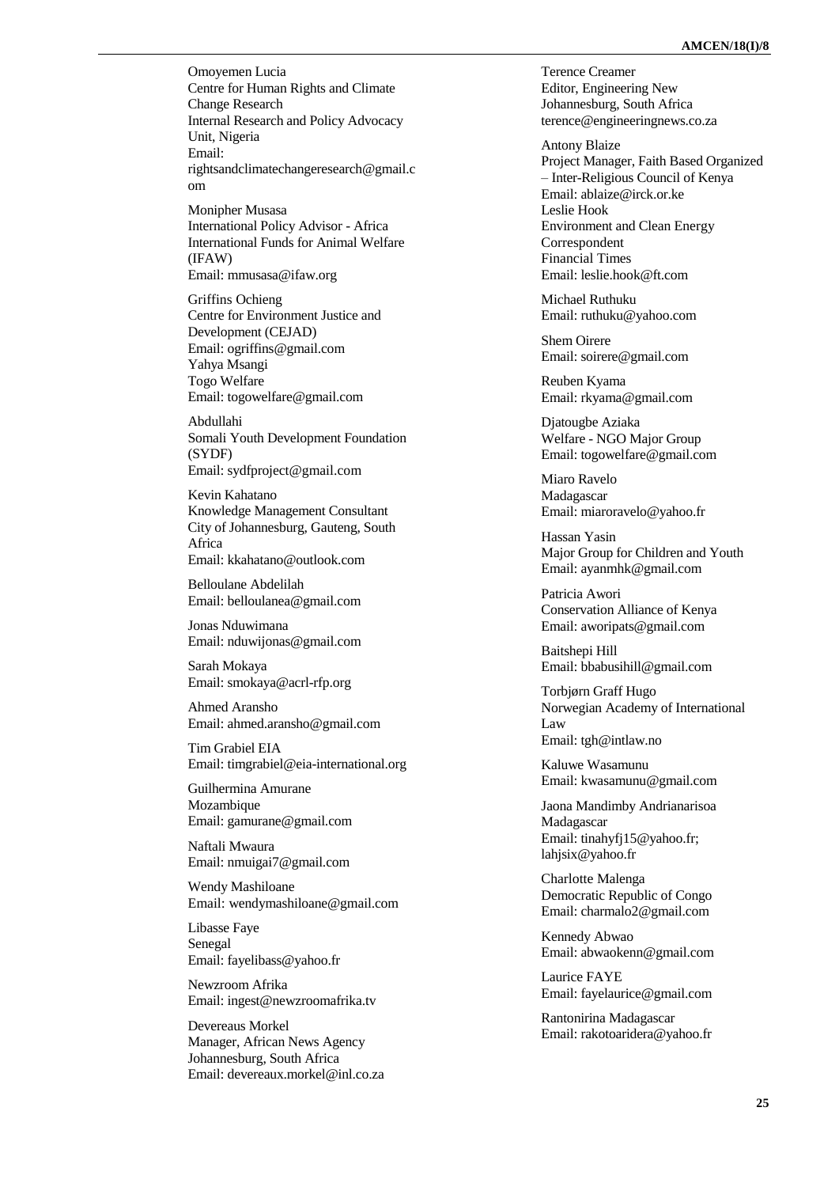Omoyemen Lucia
Centre for Human Rights and Climate Change Research
Internal Research and Policy Advocacy Unit, Nigeria
Email: rightsandclimatechangeresearch@gmail.com

Monipher Musasa
International Policy Advisor - Africa
International Funds for Animal Welfare (IFAW)
Email: mmusasa@ifaw.org

Griffins Ochieng
Centre for Environment Justice and Development (CEJAD)
Email: ogriffins@gmail.com
Yahya Msangi
Togo Welfare
Email: togowelfare@gmail.com

Abdullahi
Somali Youth Development Foundation (SYDF)
Email: sydfproject@gmail.com

Kevin Kahatano
Knowledge Management Consultant
City of Johannesburg, Gauteng, South Africa
Email: kkahatano@outlook.com

Belloulane Abdelilah
Email: belloulanea@gmail.com

Jonas Nduwimana
Email: nduwijonas@gmail.com

Sarah Mokaya
Email: smokaya@acrl-rfp.org

Ahmed Aransho
Email: ahmed.aransho@gmail.com

Tim Grabiel EIA
Email: timgrabiel@eia-international.org

Guilhermina Amurane
Mozambique
Email: gamurane@gmail.com

Naftali Mwaura
Email: nmuigai7@gmail.com

Wendy Mashiloane
Email: wendymashiloane@gmail.com

Libasse Faye
Senegal
Email: fayelibass@yahoo.fr

Newzroom Afrika
Email: ingest@newzroomafrika.tv

Devereaus Morkel
Manager, African News Agency
Johannesburg, South Africa
Email: devereaux.morkel@inl.co.za

Terence Creamer
Editor, Engineering New
Johannesburg, South Africa
terence@engineeringnews.co.za

Antony Blaize
Project Manager, Faith Based Organized – Inter-Religious Council of Kenya
Email: ablaize@irck.or.ke
Leslie Hook
Environment and Clean Energy Correspondent
Financial Times
Email: leslie.hook@ft.com

Michael Ruthuku
Email: ruthuku@yahoo.com

Shem Oirere
Email: soirere@gmail.com

Reuben Kyama
Email: rkyama@gmail.com

Djatougbe Aziaka
Welfare - NGO Major Group
Email: togowelfare@gmail.com

Miaro Ravelo
Madagascar
Email: miaroravelo@yahoo.fr

Hassan Yasin
Major Group for Children and Youth
Email: ayanmhk@gmail.com

Patricia Awori
Conservation Alliance of Kenya
Email: aworipats@gmail.com

Baitshepi Hill
Email: bbabusihill@gmail.com

Torbjørn Graff Hugo
Norwegian Academy of International Law
Email: tgh@intlaw.no

Kaluwe Wasamunu
Email: kwasamunu@gmail.com

Jaona Mandimby Andrianarisoa
Madagascar
Email: tinahyfj15@yahoo.fr; lahjsix@yahoo.fr

Charlotte Malenga
Democratic Republic of Congo
Email: charmalo2@gmail.com

Kennedy Abwao
Email: abwaokenn@gmail.com

Laurice FAYE
Email: fayelaurice@gmail.com

Rantonirina Madagascar
Email: rakotoaridera@yahoo.fr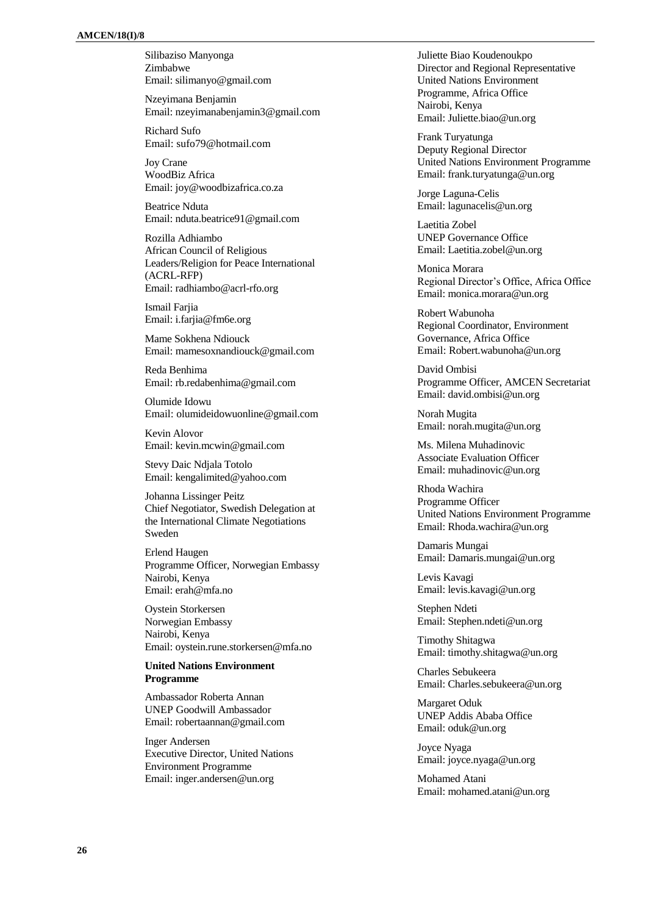Silibaziso Manyonga
Zimbabwe
Email: silimanyo@gmail.com

Nzeyimana Benjamin
Email: nzeyimanabenjamin3@gmail.com

Richard Sufo
Email: sufo79@hotmail.com

Joy Crane
WoodBiz Africa
Email: joy@woodbizafrica.co.za

Beatrice Nduta
Email: nduta.beatrice91@gmail.com

Rozilla Adhiambo
African Council of Religious Leaders/Religion for Peace International (ACRL-RFP)
Email: radhiambo@acrl-rfo.org

Ismail Farjia
Email: i.farjia@fm6e.org

Mame Sokhena Ndiouck
Email: mamesoxnandiouck@gmail.com

Reda Benhima
Email: rb.redabenhima@gmail.com

Olumide Idowu
Email: olumideidowuonline@gmail.com

Kevin Alovor
Email: kevin.mcwin@gmail.com

Stevy Daic Ndjala Totolo
Email: kengalimited@yahoo.com

Johanna Lissinger Peitz
Chief Negotiator, Swedish Delegation at the International Climate Negotiations
Sweden

Erlend Haugen
Programme Officer, Norwegian Embassy
Nairobi, Kenya
Email: erah@mfa.no

Oystein Storkersen
Norwegian Embassy
Nairobi, Kenya
Email: oystein.rune.storkersen@mfa.no

**United Nations Environment Programme**

Ambassador Roberta Annan
UNEP Goodwill Ambassador
Email: robertaannan@gmail.com

Inger Andersen
Executive Director, United Nations Environment Programme
Email: inger.andersen@un.org

Juliette Biao Koudenoukpo
Director and Regional Representative
United Nations Environment Programme, Africa Office
Nairobi, Kenya
Email: Juliette.biao@un.org

Frank Turyatunga
Deputy Regional Director
United Nations Environment Programme
Email: frank.turyatunga@un.org

Jorge Laguna-Celis
Email: lagunacelis@un.org

Laetitia Zobel
UNEP Governance Office
Email: Laetitia.zobel@un.org

Monica Morara
Regional Director's Office, Africa Office
Email: monica.morara@un.org

Robert Wabunoha
Regional Coordinator, Environment Governance, Africa Office
Email: Robert.wabunoha@un.org

David Ombisi
Programme Officer, AMCEN Secretariat
Email: david.ombisi@un.org

Norah Mugita
Email: norah.mugita@un.org

Ms. Milena Muhadinovic
Associate Evaluation Officer
Email: muhadinovic@un.org

Rhoda Wachira
Programme Officer
United Nations Environment Programme
Email: Rhoda.wachira@un.org

Damaris Mungai
Email: Damaris.mungai@un.org

Levis Kavagi
Email: levis.kavagi@un.org

Stephen Ndeti
Email: Stephen.ndeti@un.org

Timothy Shitagwa
Email: timothy.shitagwa@un.org

Charles Sebukeera
Email: Charles.sebukeera@un.org

Margaret Oduk
UNEP Addis Ababa Office
Email: oduk@un.org

Joyce Nyaga
Email: joyce.nyaga@un.org

Mohamed Atani
Email: mohamed.atani@un.org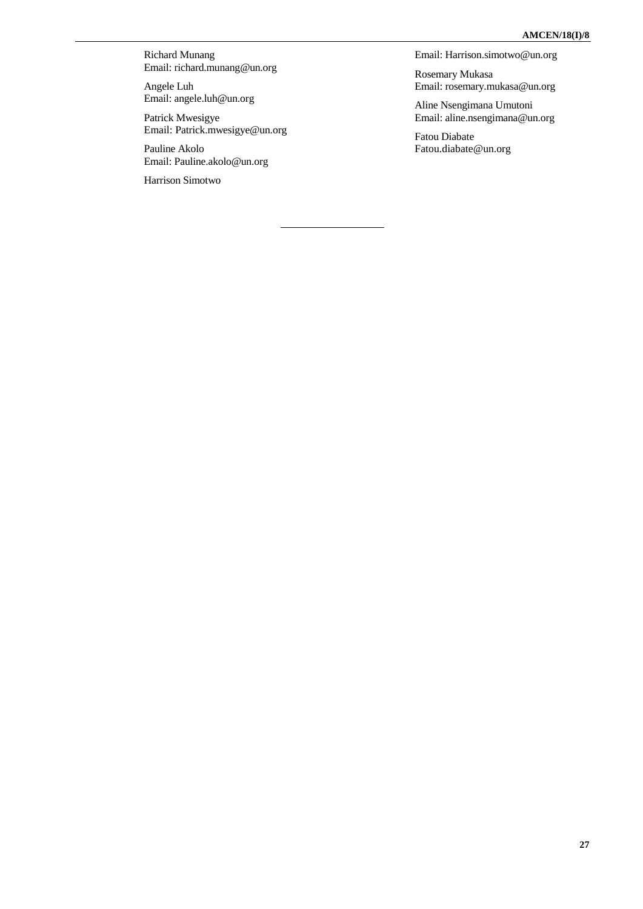Richard Munang
Email: richard.munang@un.org

Angele Luh
Email: angele.luh@un.org

Patrick Mwesigye
Email: Patrick.mwesigye@un.org

Pauline Akolo
Email: Pauline.akolo@un.org

Harrison Simotwo
Email: Harrison.simotwo@un.org

Rosemary Mukasa
Email: rosemary.mukasa@un.org

Aline Nsengimana Umutoni
Email: aline.nsengimana@un.org

Fatou Diabate
Fatou.diabate@un.org